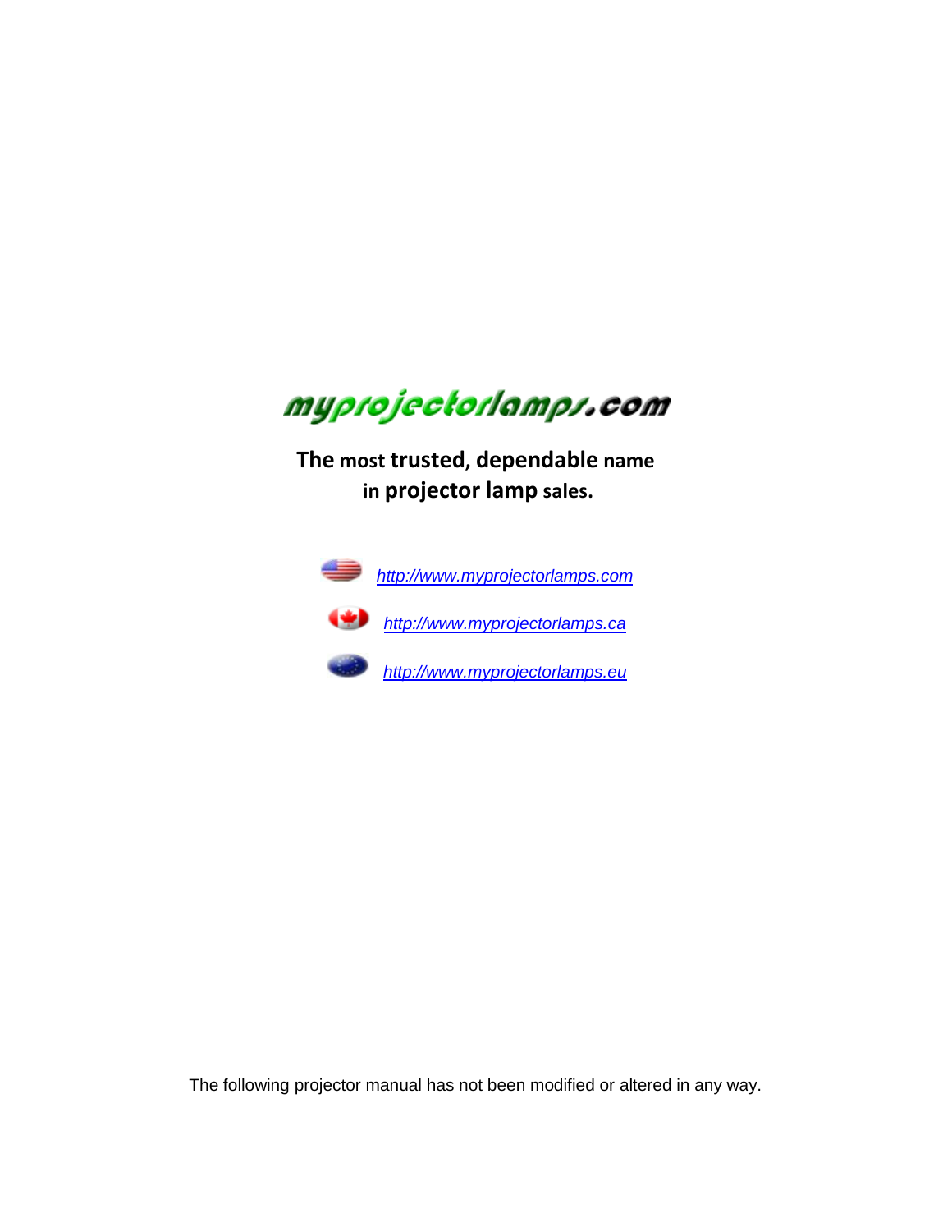myprojectorlamps.com

**The** most **trusted, dependable** name in **projector lamp** sales.

http://www.myprojectorlamps.com

http://www.myprojectorlamps.ca

http://www.myprojectorlamps.eu

The following projector manual has not been modified or altered in any way.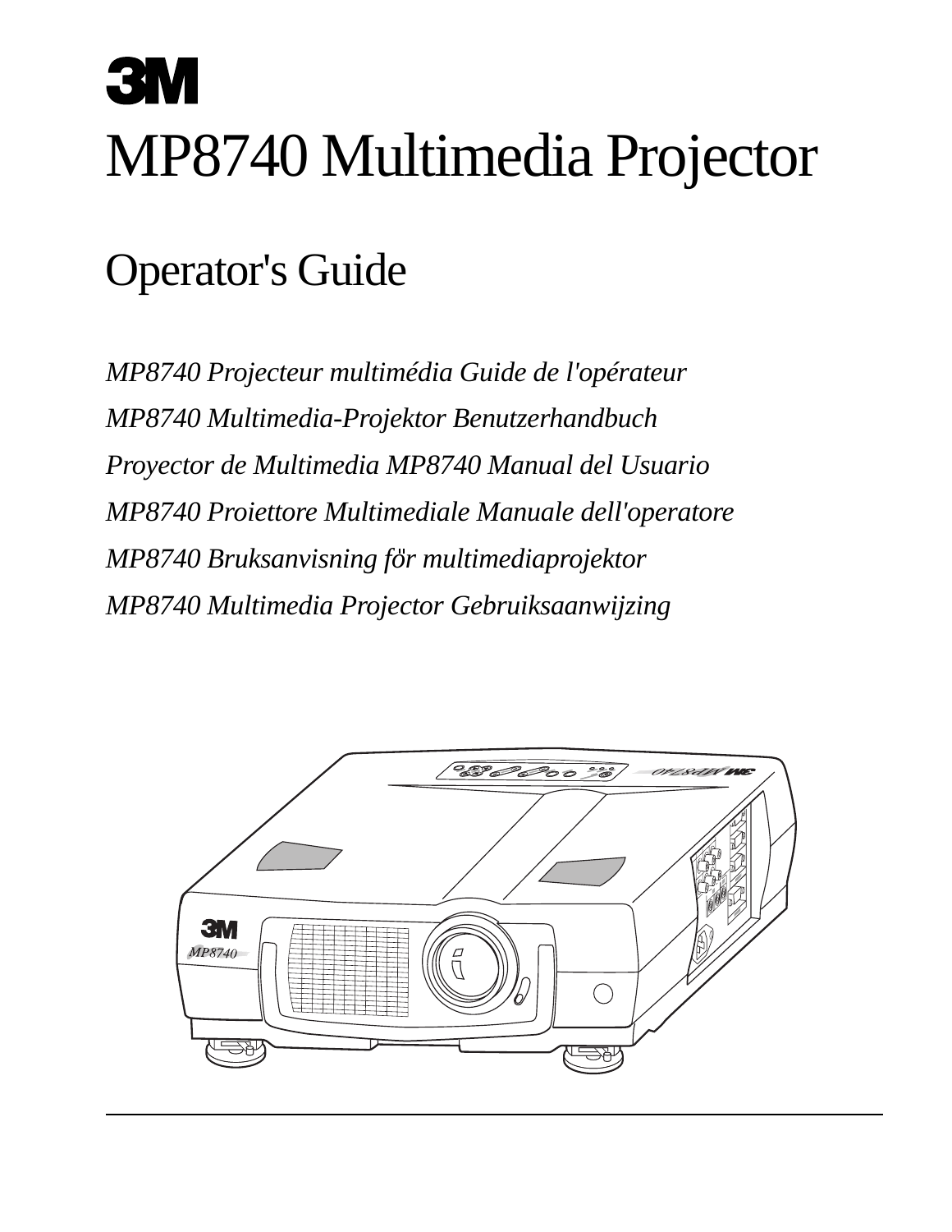3M

# MP8740 Multimedia Projector

## Operator's Guide

*MP8740 Projecteur multimédia Guide de l'opérateur*

*MP8740 Multimedia-Projektor Benutzerhandbuch*

*Proyector de Multimedia MP8740 Manual del Usuario*

*MP8740 Proiettore Multimediale Manuale dell'operatore*

*MP8740 Bruksanvisning för multimediaprojektor*

*MP8740 Multimedia Projector Gebruiksaanwijzing*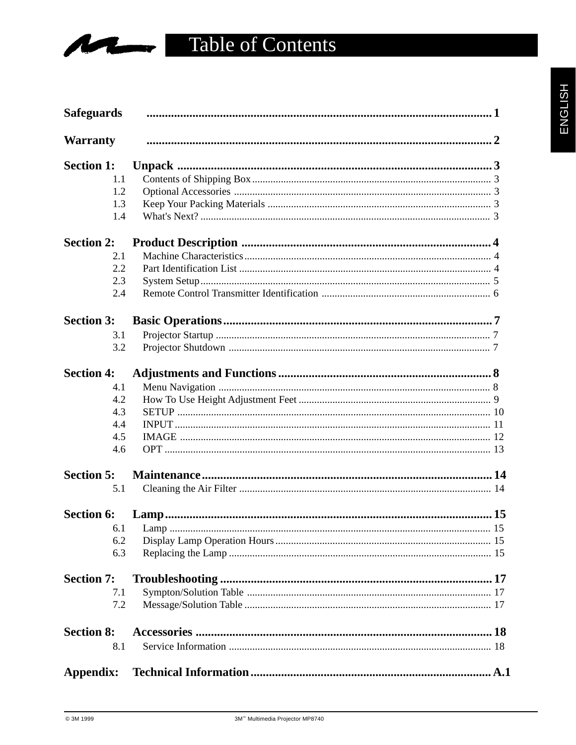# Table of Contents

ENGLISH

**Safeguards** .......... 1

**Warranty** .......... 2

**Section 1: Unpack** .......... 3
- 1.1 Contents of Shipping Box .......... 3
- 1.2 Optional Accessories .......... 3
- 1.3 Keep Your Packing Materials .......... 3
- 1.4 What's Next? .......... 3

**Section 2: Product Description** .......... 4
- 2.1 Machine Characteristics .......... 4
- 2.2 Part Identification List .......... 4
- 2.3 System Setup .......... 5
- 2.4 Remote Control Transmitter Identification .......... 6

**Section 3: Basic Operations** .......... 7
- 3.1 Projector Startup .......... 7
- 3.2 Projector Shutdown .......... 7

**Section 4: Adjustments and Functions** .......... 8
- 4.1 Menu Navigation .......... 8
- 4.2 How To Use Height Adjustment Feet .......... 9
- 4.3 SETUP .......... 10
- 4.4 INPUT .......... 11
- 4.5 IMAGE .......... 12
- 4.6 OPT .......... 13

**Section 5: Maintenance** .......... 14
- 5.1 Cleaning the Air Filter .......... 14

**Section 6: Lamp** .......... 15
- 6.1 Lamp .......... 15
- 6.2 Display Lamp Operation Hours .......... 15
- 6.3 Replacing the Lamp .......... 15

**Section 7: Troubleshooting** .......... 17
- 7.1 Sympton/Solution Table .......... 17
- 7.2 Message/Solution Table .......... 17

**Section 8: Accessories** .......... 18
- 8.1 Service Information .......... 18

**Appendix: Technical Information** .......... A.1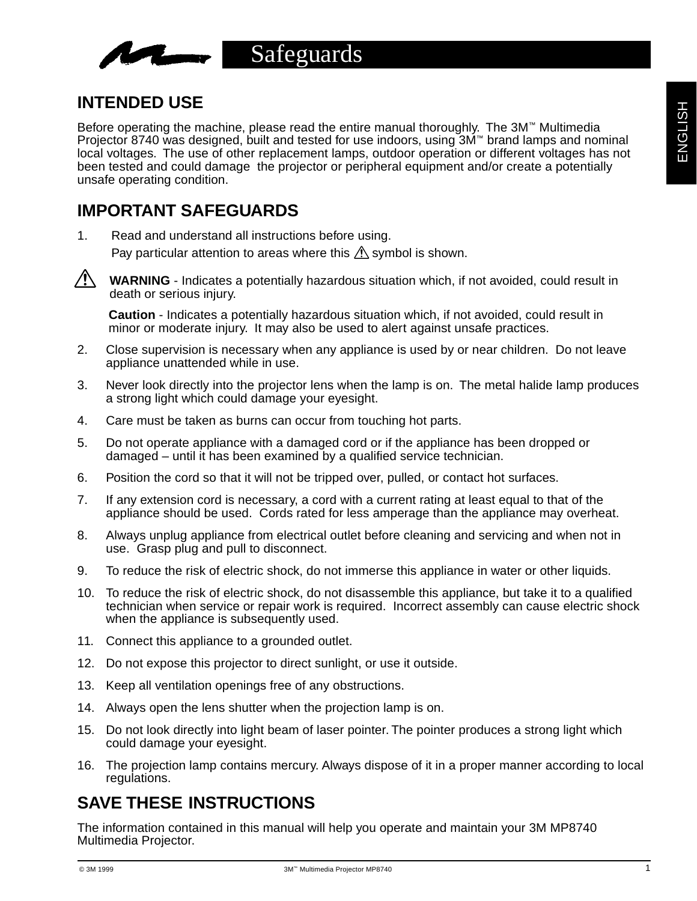# Safeguards

## INTENDED USE

Before operating the machine, please read the entire manual thoroughly. The 3M™ Multimedia Projector 8740 was designed, built and tested for use indoors, using 3M™ brand lamps and nominal local voltages. The use of other replacement lamps, outdoor operation or different voltages has not been tested and could damage the projector or peripheral equipment and/or create a potentially unsafe operating condition.

## IMPORTANT SAFEGUARDS

1. Read and understand all instructions before using.
   Pay particular attention to areas where this ⚠ symbol is shown.

⚠ **WARNING** - Indicates a potentially hazardous situation which, if not avoided, could result in death or serious injury.

**Caution** - Indicates a potentially hazardous situation which, if not avoided, could result in minor or moderate injury. It may also be used to alert against unsafe practices.

2. Close supervision is necessary when any appliance is used by or near children. Do not leave appliance unattended while in use.
3. Never look directly into the projector lens when the lamp is on. The metal halide lamp produces a strong light which could damage your eyesight.
4. Care must be taken as burns can occur from touching hot parts.
5. Do not operate appliance with a damaged cord or if the appliance has been dropped or damaged – until it has been examined by a qualified service technician.
6. Position the cord so that it will not be tripped over, pulled, or contact hot surfaces.
7. If any extension cord is necessary, a cord with a current rating at least equal to that of the appliance should be used. Cords rated for less amperage than the appliance may overheat.
8. Always unplug appliance from electrical outlet before cleaning and servicing and when not in use. Grasp plug and pull to disconnect.
9. To reduce the risk of electric shock, do not immerse this appliance in water or other liquids.
10. To reduce the risk of electric shock, do not disassemble this appliance, but take it to a qualified technician when service or repair work is required. Incorrect assembly can cause electric shock when the appliance is subsequently used.
11. Connect this appliance to a grounded outlet.
12. Do not expose this projector to direct sunlight, or use it outside.
13. Keep all ventilation openings free of any obstructions.
14. Always open the lens shutter when the projection lamp is on.
15. Do not look directly into light beam of laser pointer. The pointer produces a strong light which could damage your eyesight.
16. The projection lamp contains mercury. Always dispose of it in a proper manner according to local regulations.

## SAVE THESE INSTRUCTIONS

The information contained in this manual will help you operate and maintain your 3M MP8740 Multimedia Projector.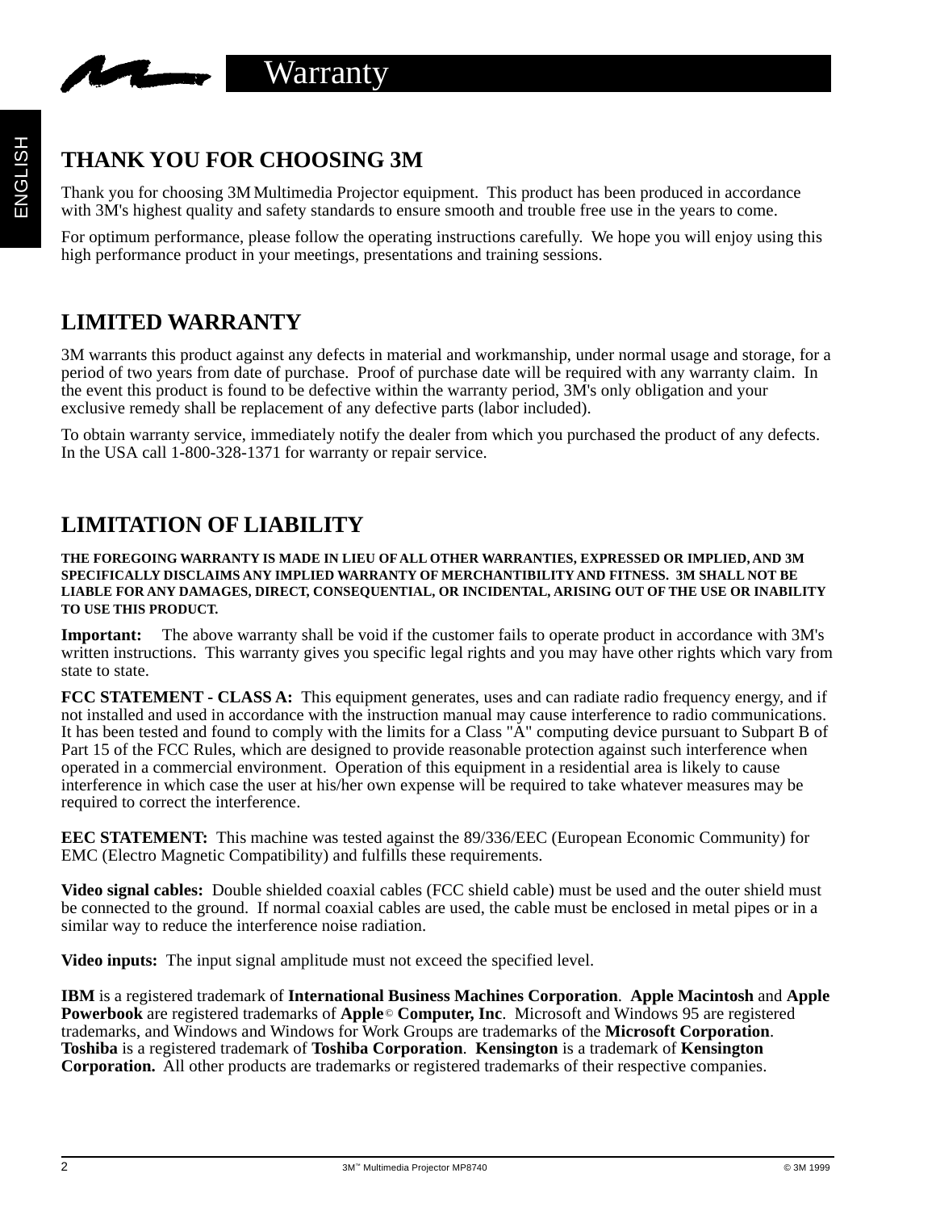# Warranty

## THANK YOU FOR CHOOSING 3M

Thank you for choosing 3M Multimedia Projector equipment. This product has been produced in accordance with 3M's highest quality and safety standards to ensure smooth and trouble free use in the years to come.

For optimum performance, please follow the operating instructions carefully. We hope you will enjoy using this high performance product in your meetings, presentations and training sessions.

## LIMITED WARRANTY

3M warrants this product against any defects in material and workmanship, under normal usage and storage, for a period of two years from date of purchase. Proof of purchase date will be required with any warranty claim. In the event this product is found to be defective within the warranty period, 3M's only obligation and your exclusive remedy shall be replacement of any defective parts (labor included).

To obtain warranty service, immediately notify the dealer from which you purchased the product of any defects. In the USA call 1-800-328-1371 for warranty or repair service.

## LIMITATION OF LIABILITY

**THE FOREGOING WARRANTY IS MADE IN LIEU OF ALL OTHER WARRANTIES, EXPRESSED OR IMPLIED, AND 3M SPECIFICALLY DISCLAIMS ANY IMPLIED WARRANTY OF MERCHANTIBILITY AND FITNESS. 3M SHALL NOT BE LIABLE FOR ANY DAMAGES, DIRECT, CONSEQUENTIAL, OR INCIDENTAL, ARISING OUT OF THE USE OR INABILITY TO USE THIS PRODUCT.**

**Important:** The above warranty shall be void if the customer fails to operate product in accordance with 3M's written instructions. This warranty gives you specific legal rights and you may have other rights which vary from state to state.

**FCC STATEMENT - CLASS A:** This equipment generates, uses and can radiate radio frequency energy, and if not installed and used in accordance with the instruction manual may cause interference to radio communications. It has been tested and found to comply with the limits for a Class "A" computing device pursuant to Subpart B of Part 15 of the FCC Rules, which are designed to provide reasonable protection against such interference when operated in a commercial environment. Operation of this equipment in a residential area is likely to cause interference in which case the user at his/her own expense will be required to take whatever measures may be required to correct the interference.

**EEC STATEMENT:** This machine was tested against the 89/336/EEC (European Economic Community) for EMC (Electro Magnetic Compatibility) and fulfills these requirements.

**Video signal cables:** Double shielded coaxial cables (FCC shield cable) must be used and the outer shield must be connected to the ground. If normal coaxial cables are used, the cable must be enclosed in metal pipes or in a similar way to reduce the interference noise radiation.

**Video inputs:** The input signal amplitude must not exceed the specified level.

**IBM** is a registered trademark of **International Business Machines Corporation**. **Apple Macintosh** and **Apple Powerbook** are registered trademarks of **Apple© Computer, Inc**. Microsoft and Windows 95 are registered trademarks, and Windows and Windows for Work Groups are trademarks of the **Microsoft Corporation**. **Toshiba** is a registered trademark of **Toshiba Corporation**. **Kensington** is a trademark of **Kensington Corporation.** All other products are trademarks or registered trademarks of their respective companies.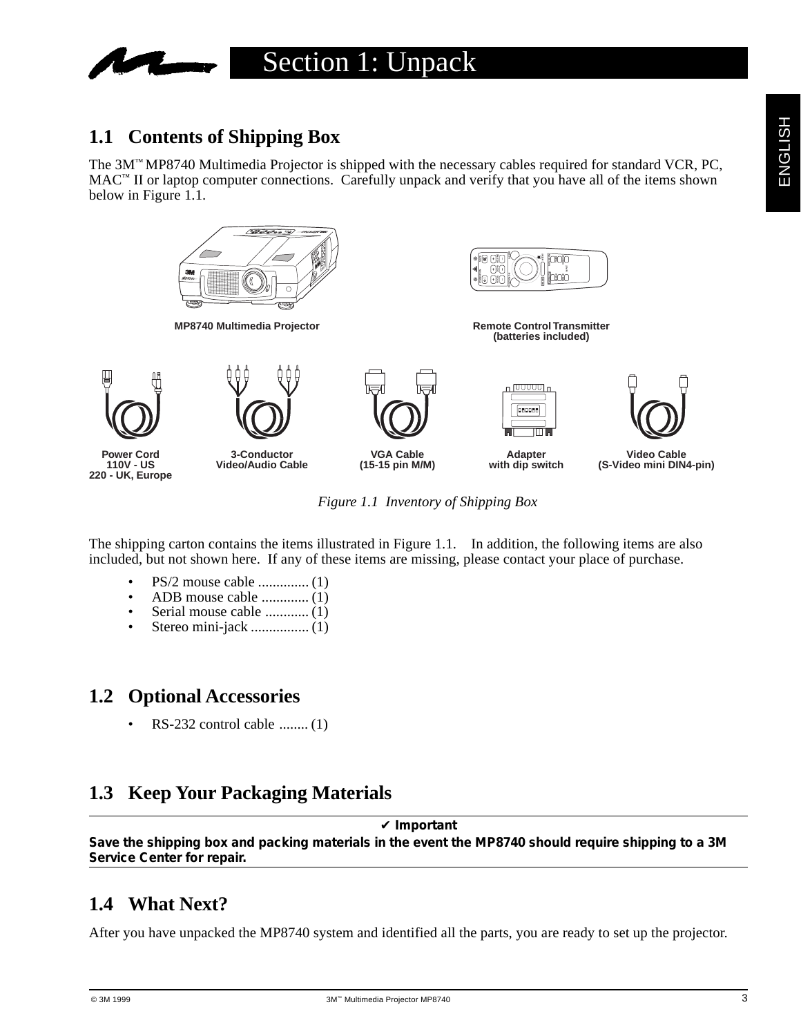# Section 1: Unpack

## 1.1 Contents of Shipping Box

The 3M™ MP8740 Multimedia Projector is shipped with the necessary cables required for standard VCR, PC, MAC™ II or laptop computer connections. Carefully unpack and verify that you have all of the items shown below in Figure 1.1.

MP8740 Multimedia Projector

Remote Control Transmitter (batteries included)

Power Cord 110V - US 220 - UK, Europe

3-Conductor Video/Audio Cable

VGA Cable (15-15 pin M/M)

Adapter with dip switch

Video Cable (S-Video mini DIN4-pin)

*Figure 1.1 Inventory of Shipping Box*

The shipping carton contains the items illustrated in Figure 1.1. In addition, the following items are also included, but not shown here. If any of these items are missing, please contact your place of purchase.

- PS/2 mouse cable .............. (1)
- ADB mouse cable ............. (1)
- Serial mouse cable ............ (1)
- Stereo mini-jack ................ (1)

## 1.2 Optional Accessories

- RS-232 control cable ........ (1)

## 1.3 Keep Your Packaging Materials

✔ **Important**

**Save the shipping box and packing materials in the event the MP8740 should require shipping to a 3M Service Center for repair.**

## 1.4 What Next?

After you have unpacked the MP8740 system and identified all the parts, you are ready to set up the projector.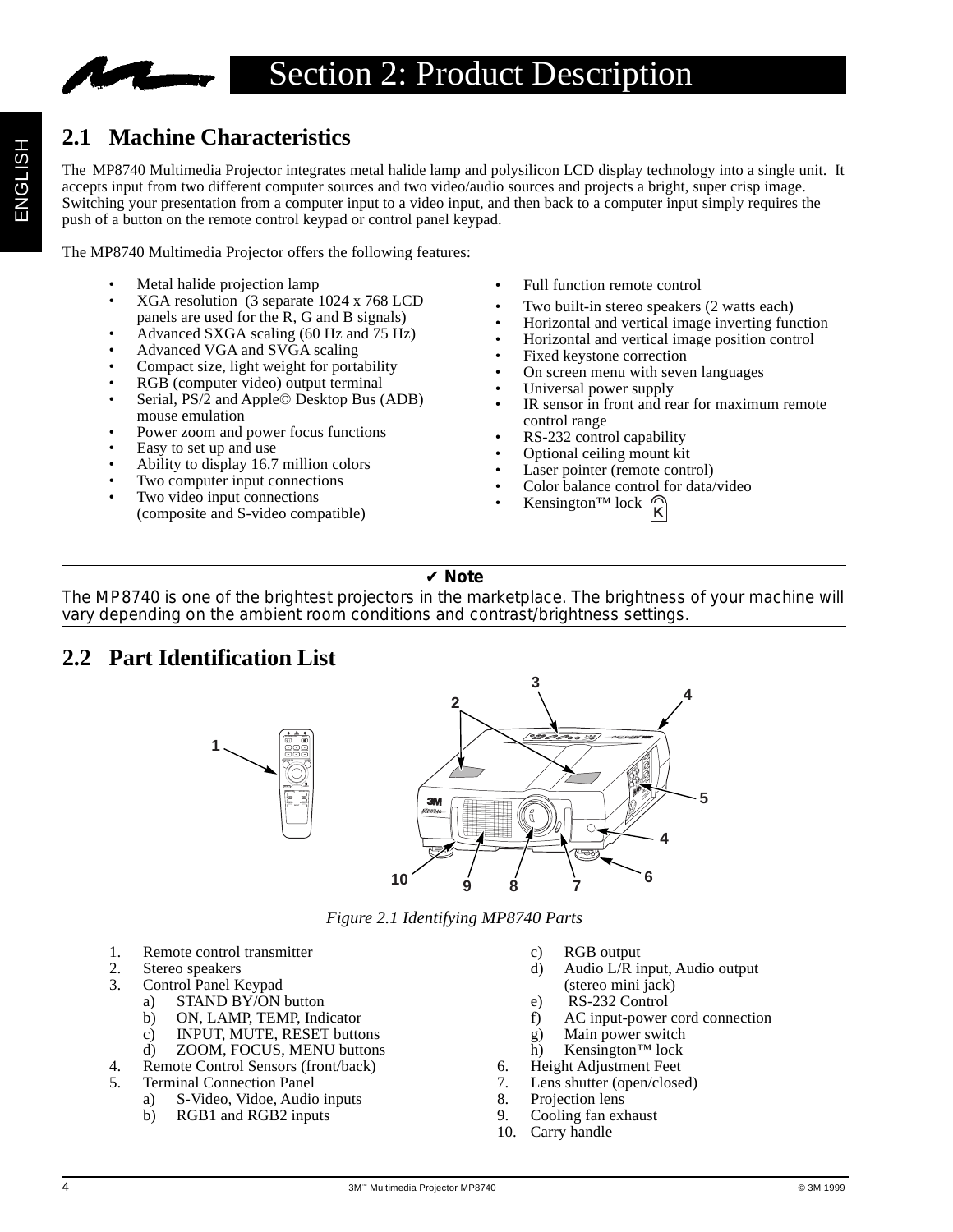# Section 2: Product Description

## 2.1 Machine Characteristics

The MP8740 Multimedia Projector integrates metal halide lamp and polysilicon LCD display technology into a single unit. It accepts input from two different computer sources and two video/audio sources and projects a bright, super crisp image. Switching your presentation from a computer input to a video input, and then back to a computer input simply requires the push of a button on the remote control keypad or control panel keypad.

The MP8740 Multimedia Projector offers the following features:

- Metal halide projection lamp
- XGA resolution (3 separate 1024 x 768 LCD panels are used for the R, G and B signals)
- Advanced SXGA scaling (60 Hz and 75 Hz)
- Advanced VGA and SVGA scaling
- Compact size, light weight for portability
- RGB (computer video) output terminal
- Serial, PS/2 and Apple© Desktop Bus (ADB) mouse emulation
- Power zoom and power focus functions
- Easy to set up and use
- Ability to display 16.7 million colors
- Two computer input connections
- Two video input connections (composite and S-video compatible)
- Full function remote control
- Two built-in stereo speakers (2 watts each)
- Horizontal and vertical image inverting function
- Horizontal and vertical image position control
- Fixed keystone correction
- On screen menu with seven languages
- Universal power supply
- IR sensor in front and rear for maximum remote control range
- RS-232 control capability
- Optional ceiling mount kit
- Laser pointer (remote control)
- Color balance control for data/video
- Kensington™ lock

**✔ Note**

The MP8740 is one of the brightest projectors in the marketplace. The brightness of your machine will vary depending on the ambient room conditions and contrast/brightness settings.

## 2.2 Part Identification List

*Figure 2.1 Identifying MP8740 Parts*

1. Remote control transmitter
2. Stereo speakers
3. Control Panel Keypad
   a) STAND BY/ON button
   b) ON, LAMP, TEMP, Indicator
   c) INPUT, MUTE, RESET buttons
   d) ZOOM, FOCUS, MENU buttons
4. Remote Control Sensors (front/back)
5. Terminal Connection Panel
   a) S-Video, Vidoe, Audio inputs
   b) RGB1 and RGB2 inputs
   c) RGB output
   d) Audio L/R input, Audio output (stereo mini jack)
   e) RS-232 Control
   f) AC input-power cord connection
   g) Main power switch
   h) Kensington™ lock
6. Height Adjustment Feet
7. Lens shutter (open/closed)
8. Projection lens
9. Cooling fan exhaust
10. Carry handle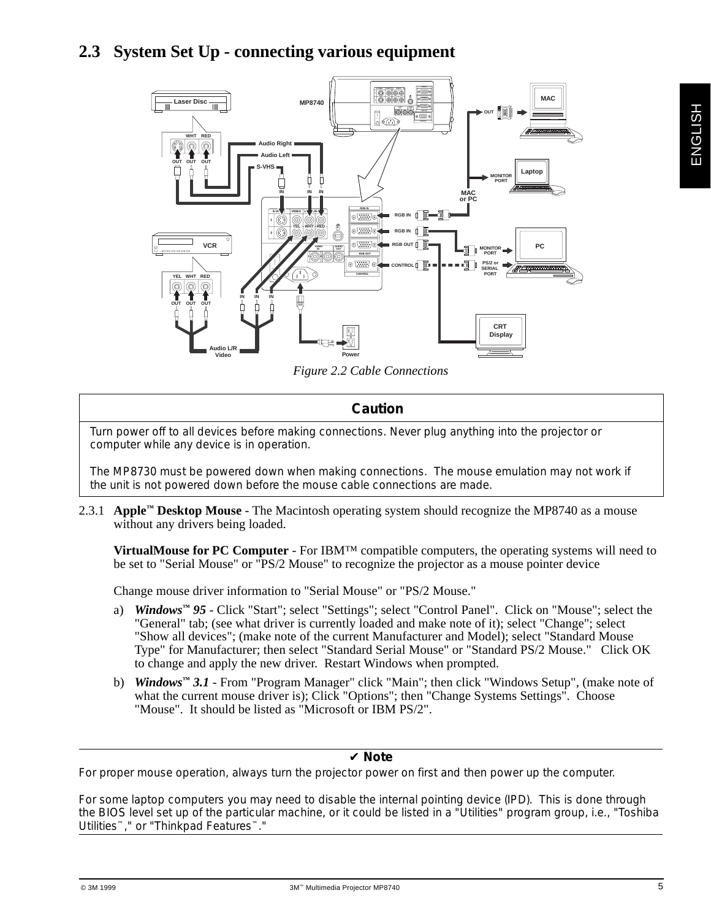## 2.3 System Set Up - connecting various equipment

*Figure 2.2 Cable Connections*

| Caution |
| --- |
| Turn power off to all devices before making connections. Never plug anything into the projector or computer while any device is in operation.<br><br>The MP8730 must be powered down when making connections. The mouse emulation may not work if the unit is not powered down before the mouse cable connections are made. |

2.3.1 **Apple™ Desktop Mouse** - The Macintosh operating system should recognize the MP8740 as a mouse without any drivers being loaded.

**VirtualMouse for PC Computer** - For IBM™ compatible computers, the operating systems will need to be set to "Serial Mouse" or "PS/2 Mouse" to recognize the projector as a mouse pointer device

Change mouse driver information to "Serial Mouse" or "PS/2 Mouse."

a) ***Windows™ 95*** - Click "Start"; select "Settings"; select "Control Panel". Click on "Mouse"; select the "General" tab; (see what driver is currently loaded and make note of it); select "Change"; select "Show all devices"; (make note of the current Manufacturer and Model); select "Standard Mouse Type" for Manufacturer; then select "Standard Serial Mouse" or "Standard PS/2 Mouse." Click OK to change and apply the new driver. Restart Windows when prompted.

b) ***Windows™ 3.1*** - From "Program Manager" click "Main"; then click "Windows Setup", (make note of what the current mouse driver is); Click "Options"; then "Change Systems Settings". Choose "Mouse". It should be listed as "Microsoft or IBM PS/2".

**✔ Note**

For proper mouse operation, always turn the projector power on first and then power up the computer.

For some laptop computers you may need to disable the internal pointing device (IPD). This is done through the BIOS level set up of the particular machine, or it could be listed in a "Utilities" program group, i.e., "Toshiba Utilities™," or "Thinkpad Features™."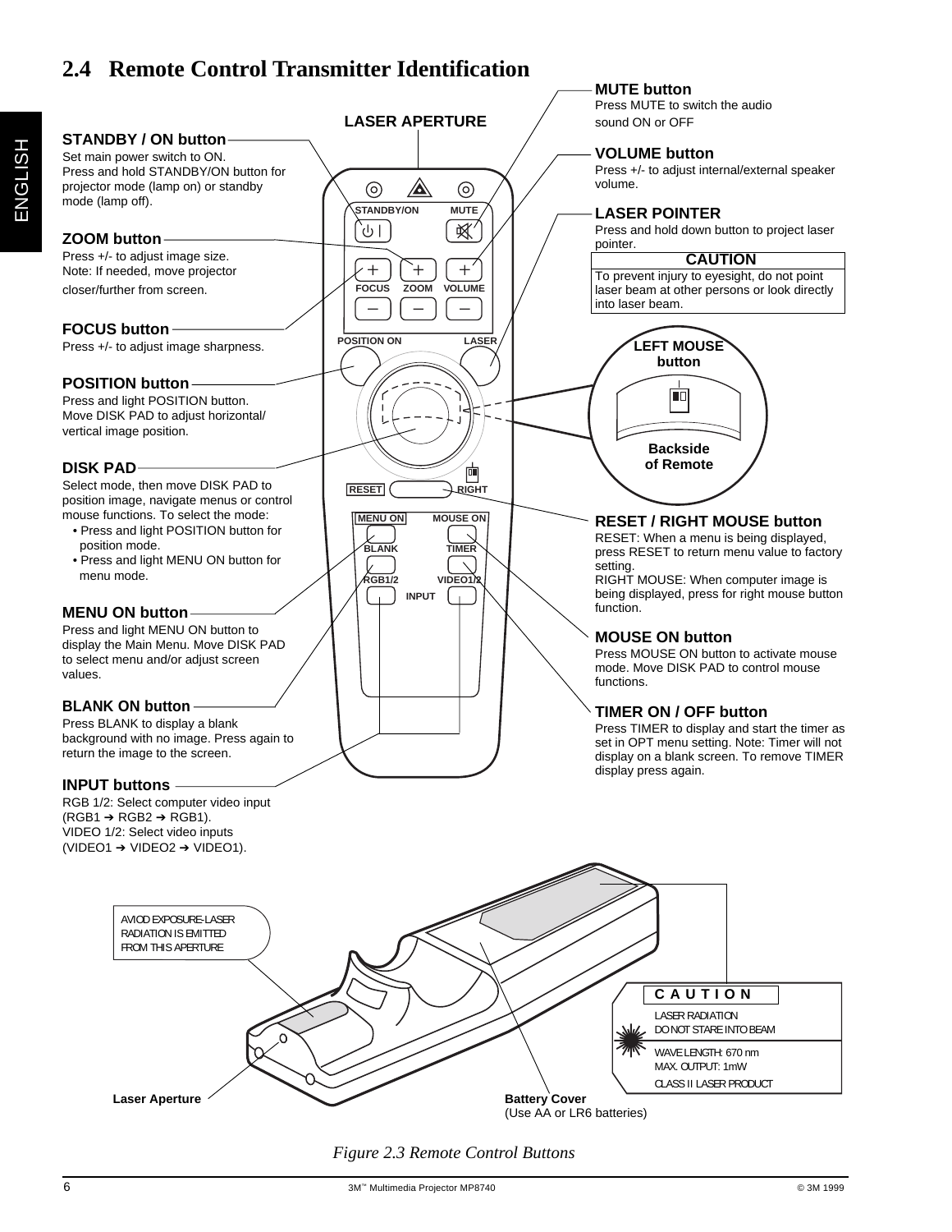## 2.4 Remote Control Transmitter Identification

**STANDBY / ON button**
Set main power switch to ON.
Press and hold STANDBY/ON button for projector mode (lamp on) or standby mode (lamp off).

**ZOOM button**
Press +/- to adjust image size.
Note: If needed, move projector closer/further from screen.

**FOCUS button**
Press +/- to adjust image sharpness.

**POSITION button**
Press and light POSITION button.
Move DISK PAD to adjust horizontal/vertical image position.

**DISK PAD**
Select mode, then move DISK PAD to position image, navigate menus or control mouse functions. To select the mode:

- Press and light POSITION button for position mode.
- Press and light MENU ON button for menu mode.

**MENU ON button**
Press and light MENU ON button to display the Main Menu. Move DISK PAD to select menu and/or adjust screen values.

**BLANK ON button**
Press BLANK to display a blank background with no image. Press again to return the image to the screen.

**INPUT buttons**
RGB 1/2: Select computer video input (RGB1 ➔ RGB2 ➔ RGB1).
VIDEO 1/2: Select video inputs (VIDEO1 ➔ VIDEO2 ➔ VIDEO1).

**LASER APERTURE**

**MUTE button**
Press MUTE to switch the audio sound ON or OFF

**VOLUME button**
Press +/- to adjust internal/external speaker volume.

**LASER POINTER**
Press and hold down button to project laser pointer.

| CAUTION |
| --- |
| To prevent injury to eyesight, do not point laser beam at other persons or look directly into laser beam. |

**LEFT MOUSE button**
Backside of Remote

**RESET / RIGHT MOUSE button**
RESET: When a menu is being displayed, press RESET to return menu value to factory setting.
RIGHT MOUSE: When computer image is being displayed, press for right mouse button function.

**MOUSE ON button**
Press MOUSE ON button to activate mouse mode. Move DISK PAD to control mouse functions.

**TIMER ON / OFF button**
Press TIMER to display and start the timer as set in OPT menu setting. Note: Timer will not display on a blank screen. To remove TIMER display press again.

AVIOD EXPOSURE-LASER RADIATION IS EMITTED FROM THIS APERTURE

CAUTION
LASER RADIATION
DO NOT STARE INTO BEAM
WAVE LENGTH: 670 nm
MAX. OUTPUT: 1mW
CLASS II LASER PRODUCT

**Laser Aperture**

**Battery Cover**
(Use AA or LR6 batteries)

*Figure 2.3 Remote Control Buttons*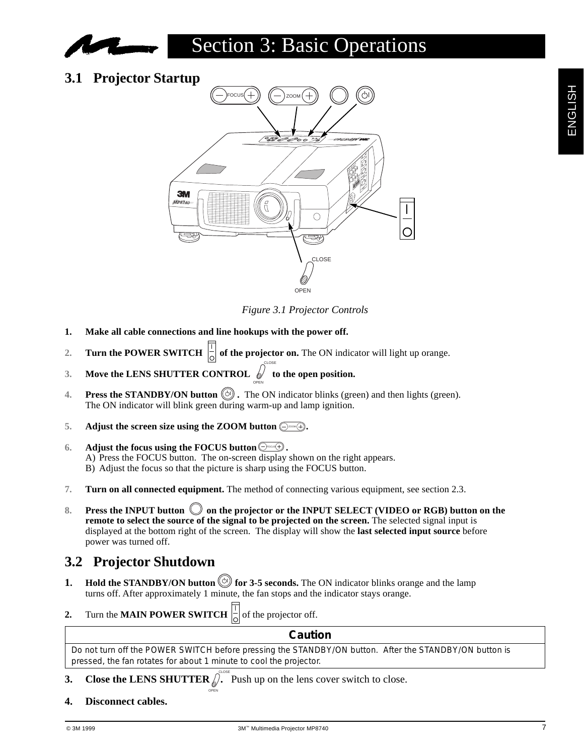# Section 3: Basic Operations

## 3.1 Projector Startup

*Figure 3.1 Projector Controls*

1. **Make all cable connections and line hookups with the power off.**
2. **Turn the POWER SWITCH of the projector on.** The ON indicator will light up orange.
3. **Move the LENS SHUTTER CONTROL to the open position.**
4. **Press the STANDBY/ON button .** The ON indicator blinks (green) and then lights (green). The ON indicator will blink green during warm-up and lamp ignition.
5. **Adjust the screen size using the ZOOM button .**
6. **Adjust the focus using the FOCUS button .**
   A) Press the FOCUS button. The on-screen display shown on the right appears.
   B) Adjust the focus so that the picture is sharp using the FOCUS button.
7. **Turn on all connected equipment.** The method of connecting various equipment, see section 2.3.
8. **Press the INPUT button on the projector or the INPUT SELECT (VIDEO or RGB) button on the remote to select the source of the signal to be projected on the screen.** The selected signal input is displayed at the bottom right of the screen. The display will show the **last selected input source** before power was turned off.

## 3.2 Projector Shutdown

1. **Hold the STANDBY/ON button for 3-5 seconds.** The ON indicator blinks orange and the lamp turns off. After approximately 1 minute, the fan stops and the indicator stays orange.
2. Turn the **MAIN POWER SWITCH** of the projector off.

| Caution |
|---|
| Do not turn off the POWER SWITCH before pressing the STANDBY/ON button. After the STANDBY/ON button is pressed, the fan rotates for about 1 minute to cool the projector. |

3. **Close the LENS SHUTTER .** Push up on the lens cover switch to close.
4. **Disconnect cables.**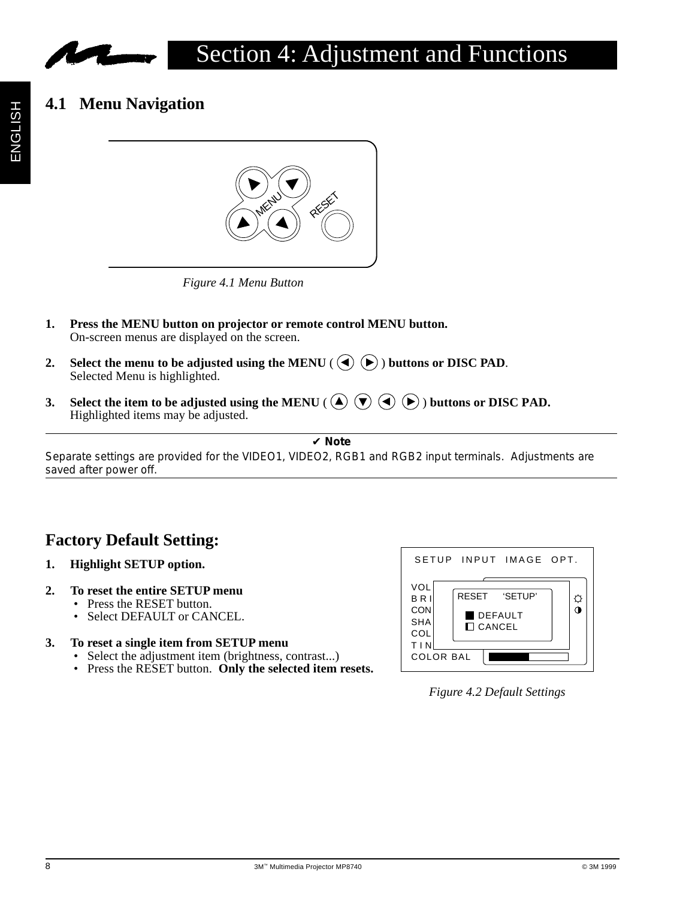# Section 4: Adjustment and Functions

## 4.1 Menu Navigation

*Figure 4.1 Menu Button*

1. **Press the MENU button on projector or remote control MENU button.**
   On-screen menus are displayed on the screen.

2. **Select the menu to be adjusted using the MENU ( ◀ ▶ ) buttons or DISC PAD**.
   Selected Menu is highlighted.

3. **Select the item to be adjusted using the MENU ( ▲ ▼ ◀ ▶ ) buttons or DISC PAD.**
   Highlighted items may be adjusted.

---

**✔ Note**

Separate settings are provided for the VIDEO1, VIDEO2, RGB1 and RGB2 input terminals. Adjustments are saved after power off.

---

## Factory Default Setting:

1. **Highlight SETUP option.**

2. **To reset the entire SETUP menu**
   - Press the RESET button.
   - Select DEFAULT or CANCEL.

3. **To reset a single item from SETUP menu**
   - Select the adjustment item (brightness, contrast...)
   - Press the RESET button. **Only the selected item resets.**

*Figure 4.2 Default Settings*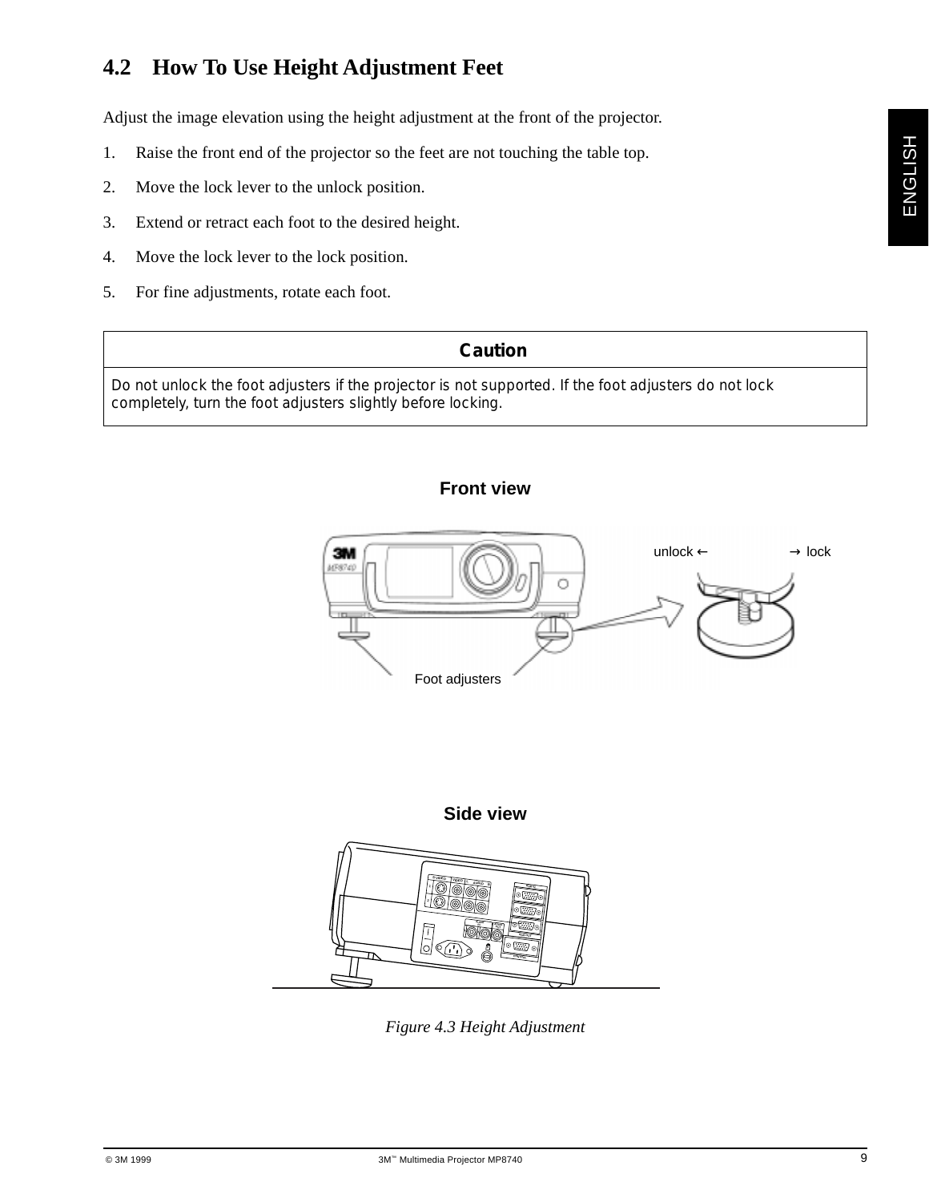## 4.2 How To Use Height Adjustment Feet

Adjust the image elevation using the height adjustment at the front of the projector.

1. Raise the front end of the projector so the feet are not touching the table top.
2. Move the lock lever to the unlock position.
3. Extend or retract each foot to the desired height.
4. Move the lock lever to the lock position.
5. For fine adjustments, rotate each foot.

| Caution |
| --- |
| Do not unlock the foot adjusters if the projector is not supported. If the foot adjusters do not lock completely, turn the foot adjusters slightly before locking. |

**Front view**

unlock ← → lock

Foot adjusters

**Side view**

*Figure 4.3 Height Adjustment*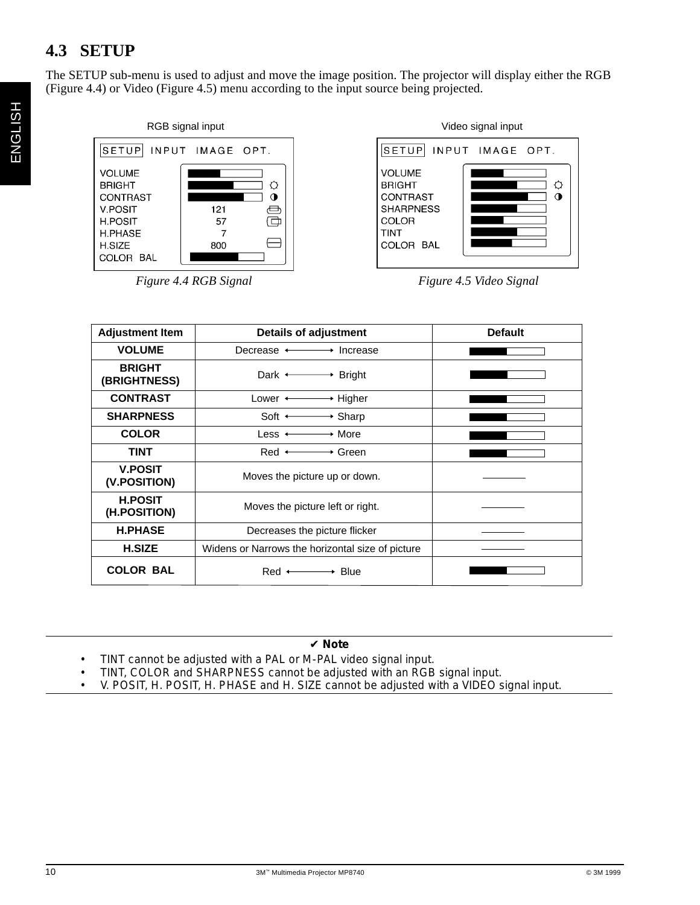## 4.3 SETUP

The SETUP sub-menu is used to adjust and move the image position. The projector will display either the RGB (Figure 4.4) or Video (Figure 4.5) menu according to the input source being projected.

RGB signal input

| SETUP INPUT IMAGE OPT. | |
|---|---|
| VOLUME | |
| BRIGHT | |
| CONTRAST | |
| V.POSIT | 121 |
| H.POSIT | 57 |
| H.PHASE | 7 |
| H.SIZE | 800 |
| COLOR BAL | |

*Figure 4.4 RGB Signal*

Video signal input

| SETUP INPUT IMAGE OPT. |
|---|
| VOLUME |
| BRIGHT |
| CONTRAST |
| SHARPNESS |
| COLOR |
| TINT |
| COLOR BAL |

*Figure 4.5 Video Signal*

| Adjustment Item | Details of adjustment | Default |
|---|---|---|
| VOLUME | Decrease ⟷ Increase | |
| BRIGHT (BRIGHTNESS) | Dark ⟷ Bright | |
| CONTRAST | Lower ⟷ Higher | |
| SHARPNESS | Soft ⟷ Sharp | |
| COLOR | Less ⟷ More | |
| TINT | Red ⟷ Green | |
| V.POSIT (V.POSITION) | Moves the picture up or down. | ——— |
| H.POSIT (H.POSITION) | Moves the picture left or right. | ——— |
| H.PHASE | Decreases the picture flicker | ——— |
| H.SIZE | Widens or Narrows the horizontal size of picture | ——— |
| COLOR BAL | Red ⟷ Blue | |

**✔ Note**

- TINT cannot be adjusted with a PAL or M-PAL video signal input.
- TINT, COLOR and SHARPNESS cannot be adjusted with an RGB signal input.
- V. POSIT, H. POSIT, H. PHASE and H. SIZE cannot be adjusted with a VIDEO signal input.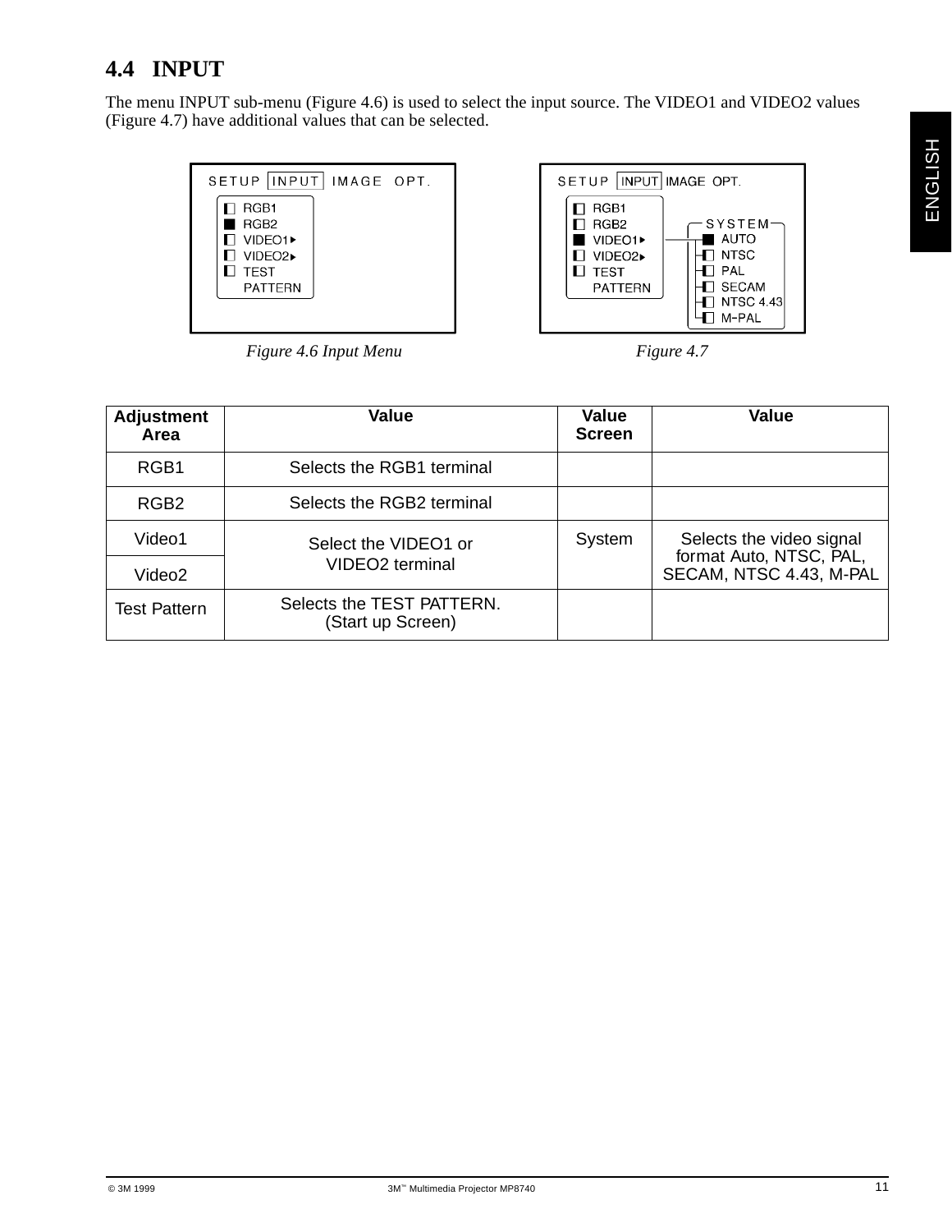## 4.4 INPUT

The menu INPUT sub-menu (Figure 4.6) is used to select the input source. The VIDEO1 and VIDEO2 values (Figure 4.7) have additional values that can be selected.

*Figure 4.6 Input Menu*

*Figure 4.7*

| Adjustment Area | Value | Value Screen | Value |
|---|---|---|---|
| RGB1 | Selects the RGB1 terminal | | |
| RGB2 | Selects the RGB2 terminal | | |
| Video1 | Select the VIDEO1 or VIDEO2 terminal | System | Selects the video signal format Auto, NTSC, PAL, SECAM, NTSC 4.43, M-PAL |
| Video2 | | | |
| Test Pattern | Selects the TEST PATTERN. (Start up Screen) | | |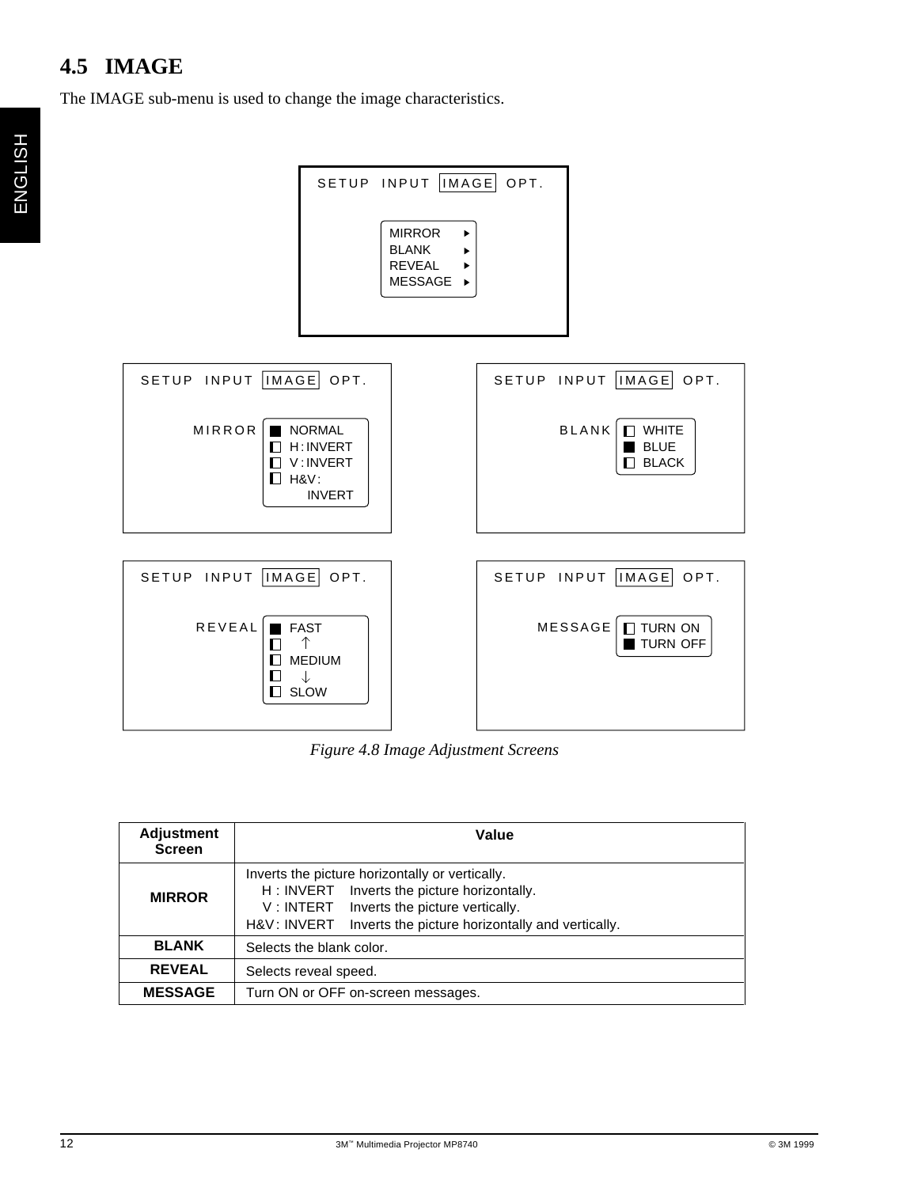## 4.5 IMAGE

The IMAGE sub-menu is used to change the image characteristics.

SETUP INPUT IMAGE OPT.

MIRROR ▸
BLANK ▸
REVEAL ▸
MESSAGE ▸

SETUP INPUT IMAGE OPT.

MIRROR
- ■ NORMAL
- ◧ H : INVERT
- ◧ V : INVERT
- ◧ H&V : INVERT

SETUP INPUT IMAGE OPT.

BLANK
- ◧ WHITE
- ■ BLUE
- ◧ BLACK

SETUP INPUT IMAGE OPT.

REVEAL
- ■ FAST
- ◧ ↑
- ◧ MEDIUM
- ◧ ↓
- ◧ SLOW

SETUP INPUT IMAGE OPT.

MESSAGE
- ◧ TURN ON
- ■ TURN OFF

*Figure 4.8 Image Adjustment Screens*

| Adjustment Screen | Value |
|---|---|
| **MIRROR** | Inverts the picture horizontally or vertically.<br>H : INVERT Inverts the picture horizontally.<br>V : INTERT Inverts the picture vertically.<br>H&V : INVERT Inverts the picture horizontally and vertically. |
| **BLANK** | Selects the blank color. |
| **REVEAL** | Selects reveal speed. |
| **MESSAGE** | Turn ON or OFF on-screen messages. |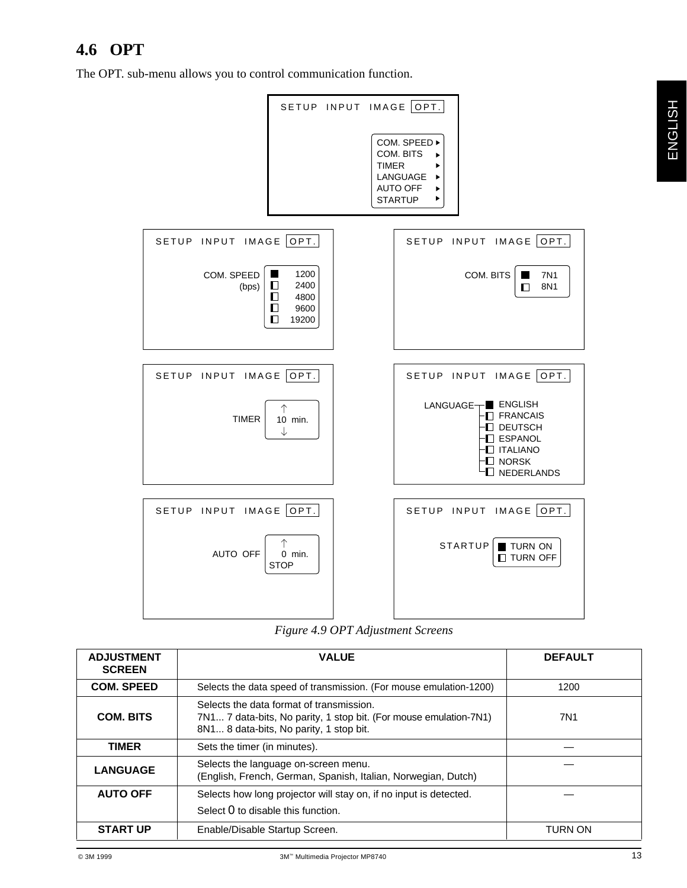## 4.6 OPT

The OPT. sub-menu allows you to control communication function.

SETUP INPUT IMAGE OPT.

COM. SPEED ▸
COM. BITS ▸
TIMER ▸
LANGUAGE ▸
AUTO OFF ▸
STARTUP ▸

SETUP INPUT IMAGE OPT.

COM. SPEED (bps): 1200, 2400, 4800, 9600, 19200

SETUP INPUT IMAGE OPT.

COM. BITS: 7N1, 8N1

SETUP INPUT IMAGE OPT.

TIMER ↑ 10 min. ↓

SETUP INPUT IMAGE OPT.

LANGUAGE: ENGLISH, FRANCAIS, DEUTSCH, ESPANOL, ITALIANO, NORSK, NEDERLANDS

SETUP INPUT IMAGE OPT.

AUTO OFF ↑ 0 min. STOP

SETUP INPUT IMAGE OPT.

STARTUP: TURN ON, TURN OFF

*Figure 4.9 OPT Adjustment Screens*

| ADJUSTMENT SCREEN | VALUE | DEFAULT |
|---|---|---|
| **COM. SPEED** | Selects the data speed of transmission. (For mouse emulation-1200) | 1200 |
| **COM. BITS** | Selects the data format of transmission.<br>7N1... 7 data-bits, No parity, 1 stop bit. (For mouse emulation-7N1)<br>8N1... 8 data-bits, No parity, 1 stop bit. | 7N1 |
| **TIMER** | Sets the timer (in minutes). | — |
| **LANGUAGE** | Selects the language on-screen menu.<br>(English, French, German, Spanish, Italian, Norwegian, Dutch) | — |
| **AUTO OFF** | Selects how long projector will stay on, if no input is detected.<br>Select 0 to disable this function. | — |
| **START UP** | Enable/Disable Startup Screen. | TURN ON |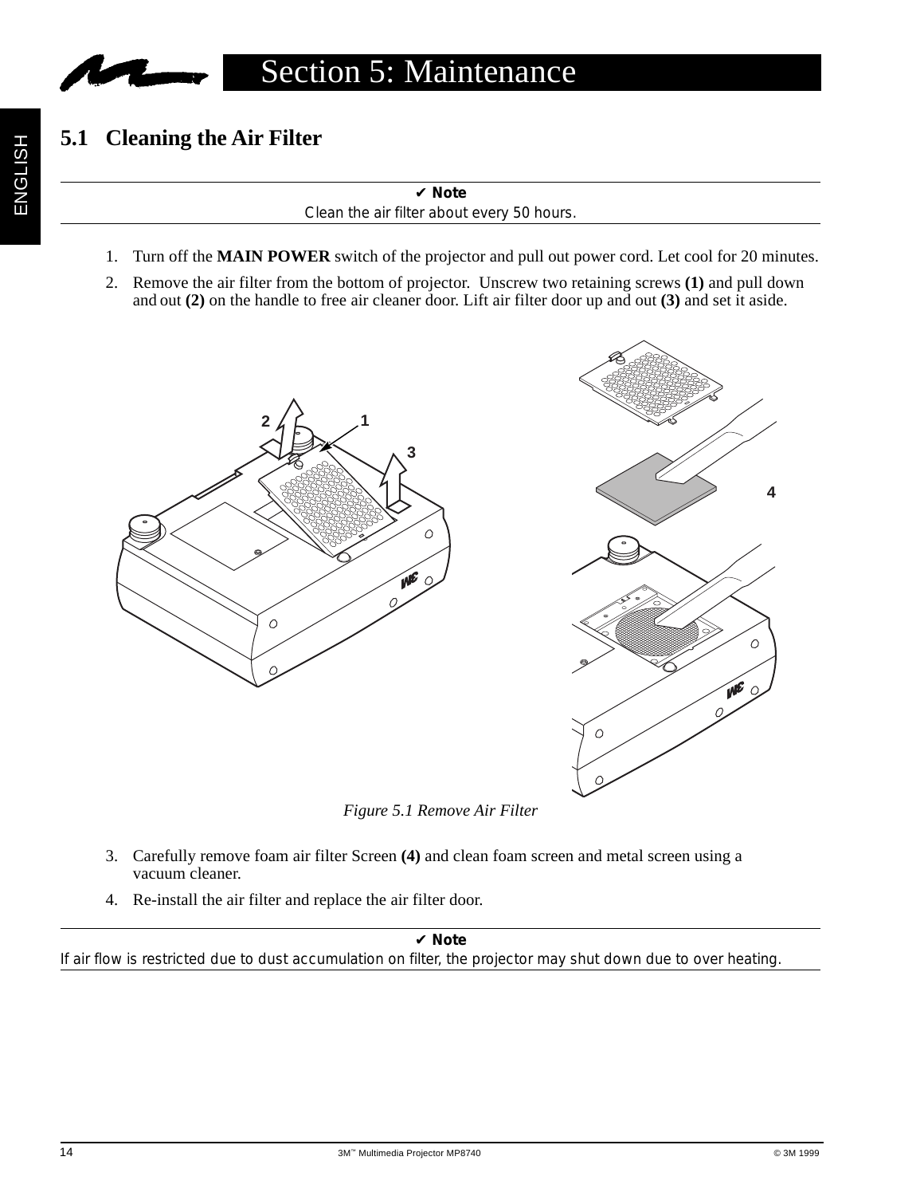# Section 5: Maintenance

## 5.1 Cleaning the Air Filter

✔ **Note**

Clean the air filter about every 50 hours.

1. Turn off the **MAIN POWER** switch of the projector and pull out power cord. Let cool for 20 minutes.
2. Remove the air filter from the bottom of projector. Unscrew two retaining screws **(1)** and pull down and out **(2)** on the handle to free air cleaner door. Lift air filter door up and out **(3)** and set it aside.

*Figure 5.1 Remove Air Filter*

3. Carefully remove foam air filter Screen **(4)** and clean foam screen and metal screen using a vacuum cleaner.
4. Re-install the air filter and replace the air filter door.

✔ **Note**

If air flow is restricted due to dust accumulation on filter, the projector may shut down due to over heating.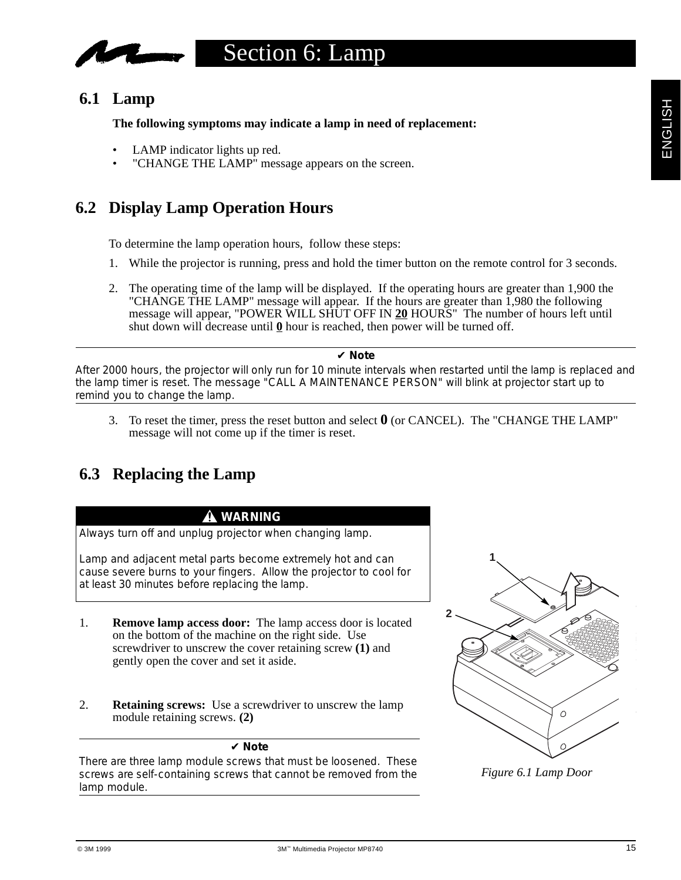# Section 6: Lamp

## 6.1 Lamp

**The following symptoms may indicate a lamp in need of replacement:**

- LAMP indicator lights up red.
- "CHANGE THE LAMP" message appears on the screen.

## 6.2 Display Lamp Operation Hours

To determine the lamp operation hours, follow these steps:

1. While the projector is running, press and hold the timer button on the remote control for 3 seconds.
2. The operating time of the lamp will be displayed. If the operating hours are greater than 1,900 the "CHANGE THE LAMP" message will appear. If the hours are greater than 1,980 the following message will appear, "POWER WILL SHUT OFF IN **20** HOURS" The number of hours left until shut down will decrease until **0** hour is reached, then power will be turned off.

---

✔ **Note**

After 2000 hours, the projector will only run for 10 minute intervals when restarted until the lamp is replaced and the lamp timer is reset. The message "CALL A MAINTENANCE PERSON" will blink at projector start up to remind you to change the lamp.

---

3. To reset the timer, press the reset button and select **0** (or CANCEL). The "CHANGE THE LAMP" message will not come up if the timer is reset.

## 6.3 Replacing the Lamp

**⚠ WARNING**

Always turn off and unplug projector when changing lamp.

Lamp and adjacent metal parts become extremely hot and can cause severe burns to your fingers. Allow the projector to cool for at least 30 minutes before replacing the lamp.

1. **Remove lamp access door:** The lamp access door is located on the bottom of the machine on the right side. Use screwdriver to unscrew the cover retaining screw **(1)** and gently open the cover and set it aside.

2. **Retaining screws:** Use a screwdriver to unscrew the lamp module retaining screws. **(2)**

---

✔ **Note**

There are three lamp module screws that must be loosened. These screws are self-containing screws that cannot be removed from the lamp module.

---

*Figure 6.1 Lamp Door*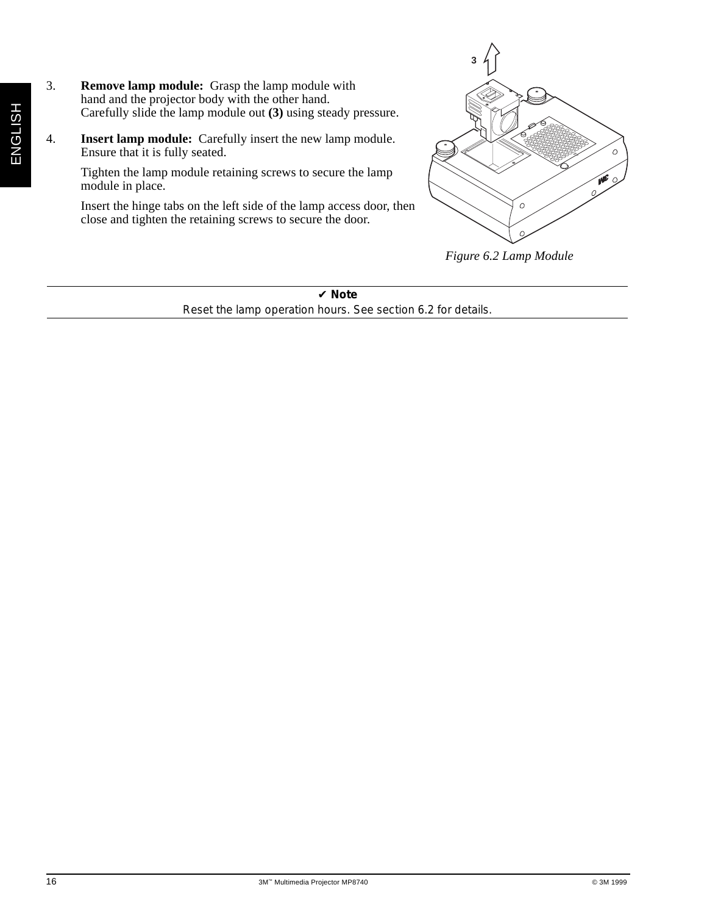3. **Remove lamp module:** Grasp the lamp module with hand and the projector body with the other hand. Carefully slide the lamp module out **(3)** using steady pressure.

4. **Insert lamp module:** Carefully insert the new lamp module. Ensure that it is fully seated.

   Tighten the lamp module retaining screws to secure the lamp module in place.

   Insert the hinge tabs on the left side of the lamp access door, then close and tighten the retaining screws to secure the door.

*Figure 6.2 Lamp Module*

---

✔ **Note**

Reset the lamp operation hours. See section 6.2 for details.

---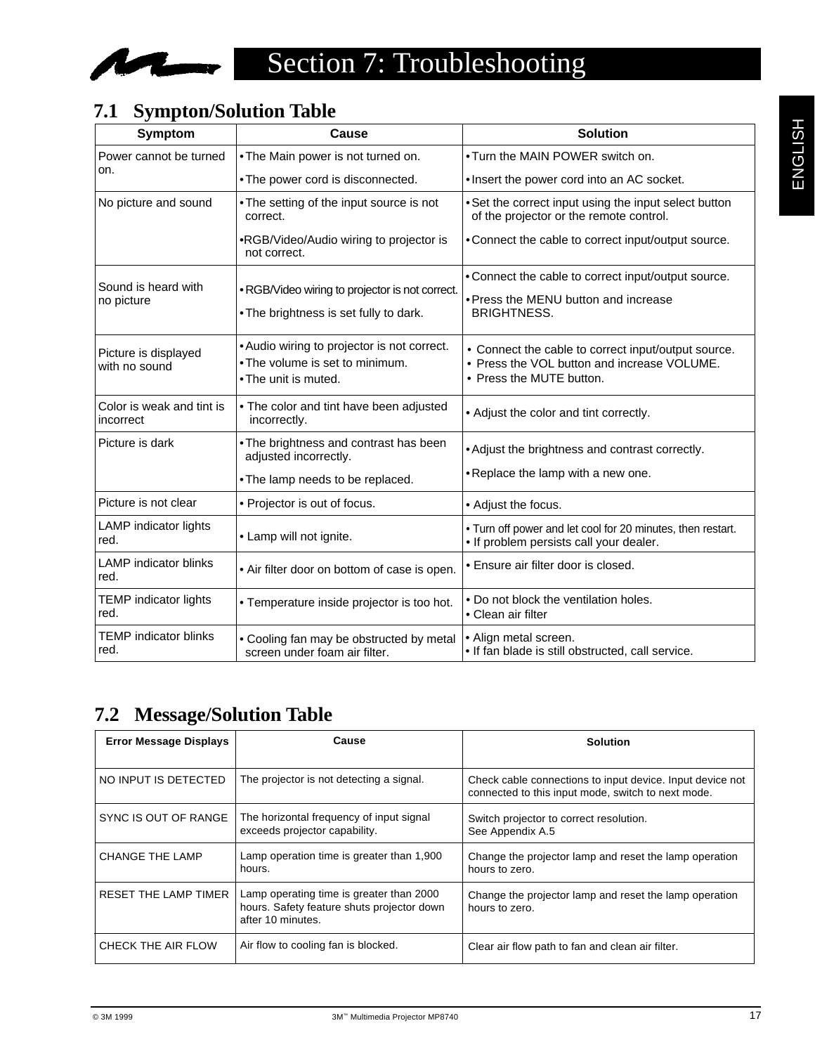# Section 7: Troubleshooting

## 7.1 Sympton/Solution Table

| Symptom | Cause | Solution |
|---|---|---|
| Power cannot be turned on. | • The Main power is not turned on.<br>• The power cord is disconnected. | • Turn the MAIN POWER switch on.<br>• Insert the power cord into an AC socket. |
| No picture and sound | • The setting of the input source is not correct.<br>•RGB/Video/Audio wiring to projector is not correct. | • Set the correct input using the input select button of the projector or the remote control.<br>• Connect the cable to correct input/output source. |
| Sound is heard with no picture | • RGB/Video wiring to projector is not correct.<br>• The brightness is set fully to dark. | • Connect the cable to correct input/output source.<br>• Press the MENU button and increase BRIGHTNESS. |
| Picture is displayed with no sound | • Audio wiring to projector is not correct.<br>• The volume is set to minimum.<br>• The unit is muted. | • Connect the cable to correct input/output source.<br>• Press the VOL button and increase VOLUME.<br>• Press the MUTE button. |
| Color is weak and tint is incorrect | • The color and tint have been adjusted incorrectly. | • Adjust the color and tint correctly. |
| Picture is dark | • The brightness and contrast has been adjusted incorrectly.<br>• The lamp needs to be replaced. | • Adjust the brightness and contrast correctly.<br>• Replace the lamp with a new one. |
| Picture is not clear | • Projector is out of focus. | • Adjust the focus. |
| LAMP indicator lights red. | • Lamp will not ignite. | • Turn off power and let cool for 20 minutes, then restart.<br>• If problem persists call your dealer. |
| LAMP indicator blinks red. | • Air filter door on bottom of case is open. | • Ensure air filter door is closed. |
| TEMP indicator lights red. | • Temperature inside projector is too hot. | • Do not block the ventilation holes.<br>• Clean air filter |
| TEMP indicator blinks red. | • Cooling fan may be obstructed by metal screen under foam air filter. | • Align metal screen.<br>• If fan blade is still obstructed, call service. |

## 7.2 Message/Solution Table

| Error Message Displays | Cause | Solution |
|---|---|---|
| NO INPUT IS DETECTED | The projector is not detecting a signal. | Check cable connections to input device. Input device not connected to this input mode, switch to next mode. |
| SYNC IS OUT OF RANGE | The horizontal frequency of input signal exceeds projector capability. | Switch projector to correct resolution.<br>See Appendix A.5 |
| CHANGE THE LAMP | Lamp operation time is greater than 1,900 hours. | Change the projector lamp and reset the lamp operation hours to zero. |
| RESET THE LAMP TIMER | Lamp operating time is greater than 2000 hours. Safety feature shuts projector down after 10 minutes. | Change the projector lamp and reset the lamp operation hours to zero. |
| CHECK THE AIR FLOW | Air flow to cooling fan is blocked. | Clear air flow path to fan and clean air filter. |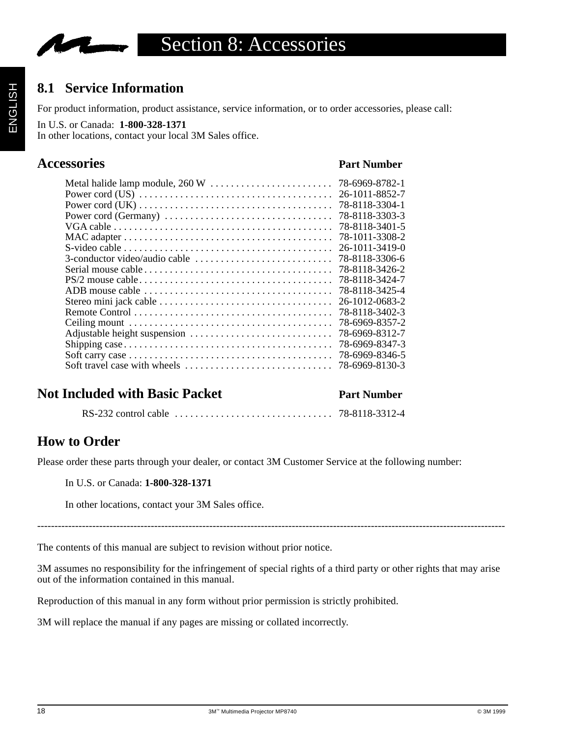# Section 8: Accessories

## 8.1 Service Information

For product information, product assistance, service information, or to order accessories, please call:

In U.S. or Canada: **1-800-328-1371**
In other locations, contact your local 3M Sales office.

## Accessories

| Accessories | Part Number |
|---|---|
| Metal halide lamp module, 260 W | 78-6969-8782-1 |
| Power cord (US) | 26-1011-8852-7 |
| Power cord (UK) | 78-8118-3304-1 |
| Power cord (Germany) | 78-8118-3303-3 |
| VGA cable | 78-8118-3401-5 |
| MAC adapter | 78-1011-3308-2 |
| S-video cable | 26-1011-3419-0 |
| 3-conductor video/audio cable | 78-8118-3306-6 |
| Serial mouse cable | 78-8118-3426-2 |
| PS/2 mouse cable | 78-8118-3424-7 |
| ADB mouse cable | 78-8118-3425-4 |
| Stereo mini jack cable | 26-1012-0683-2 |
| Remote Control | 78-8118-3402-3 |
| Ceiling mount | 78-6969-8357-2 |
| Adjustable height suspension | 78-6969-8312-7 |
| Shipping case | 78-6969-8347-3 |
| Soft carry case | 78-6969-8346-5 |
| Soft travel case with wheels | 78-6969-8130-3 |

## Not Included with Basic Packet

| Not Included with Basic Packet | Part Number |
|---|---|
| RS-232 control cable | 78-8118-3312-4 |

## How to Order

Please order these parts through your dealer, or contact 3M Customer Service at the following number:

In U.S. or Canada: **1-800-328-1371**

In other locations, contact your 3M Sales office.

---

The contents of this manual are subject to revision without prior notice.

3M assumes no responsibility for the infringement of special rights of a third party or other rights that may arise out of the information contained in this manual.

Reproduction of this manual in any form without prior permission is strictly prohibited.

3M will replace the manual if any pages are missing or collated incorrectly.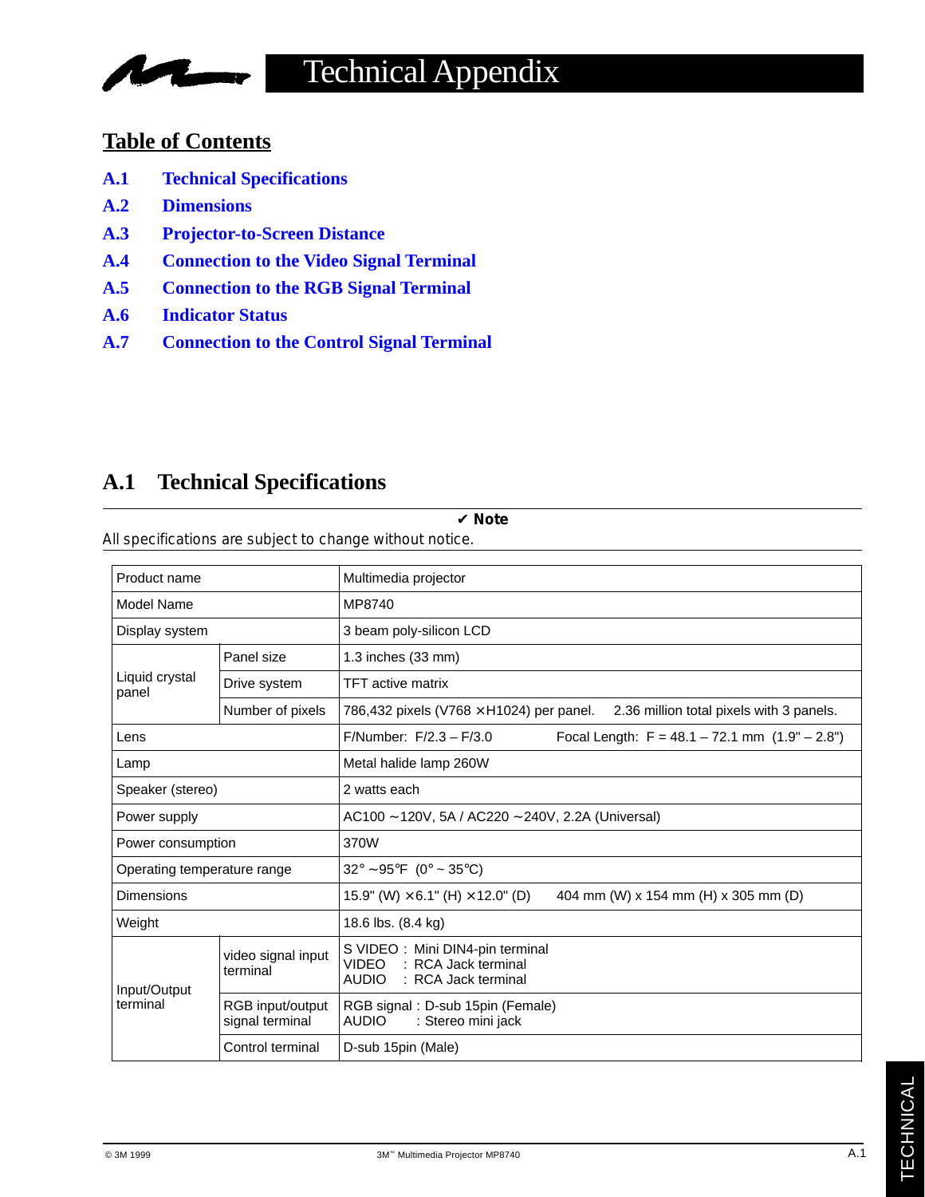# Technical Appendix

## Table of Contents

- **A.1 Technical Specifications**
- **A.2 Dimensions**
- **A.3 Projector-to-Screen Distance**
- **A.4 Connection to the Video Signal Terminal**
- **A.5 Connection to the RGB Signal Terminal**
- **A.6 Indicator Status**
- **A.7 Connection to the Control Signal Terminal**

## A.1 Technical Specifications

✔ **Note**

All specifications are subject to change without notice.

| | | |
|---|---|---|
| Product name | | Multimedia projector |
| Model Name | | MP8740 |
| Display system | | 3 beam poly-silicon LCD |
| Liquid crystal panel | Panel size | 1.3 inches (33 mm) |
| | Drive system | TFT active matrix |
| | Number of pixels | 786,432 pixels (V768 × H1024) per panel. 2.36 million total pixels with 3 panels. |
| Lens | | F/Number: F/2.3 – F/3.0 Focal Length: F = 48.1 – 72.1 mm (1.9" – 2.8") |
| Lamp | | Metal halide lamp 260W |
| Speaker (stereo) | | 2 watts each |
| Power supply | | AC100 ~120V, 5A / AC220 ~240V, 2.2A (Universal) |
| Power consumption | | 370W |
| Operating temperature range | | 32° ~95°F (0° ~ 35°C) |
| Dimensions | | 15.9" (W) × 6.1" (H) × 12.0" (D) 404 mm (W) x 154 mm (H) x 305 mm (D) |
| Weight | | 18.6 lbs. (8.4 kg) |
| Input/Output terminal | video signal input terminal | S VIDEO : Mini DIN4-pin terminal<br>VIDEO : RCA Jack terminal<br>AUDIO : RCA Jack terminal |
| | RGB input/output signal terminal | RGB signal : D-sub 15pin (Female)<br>AUDIO : Stereo mini jack |
| | Control terminal | D-sub 15pin (Male) |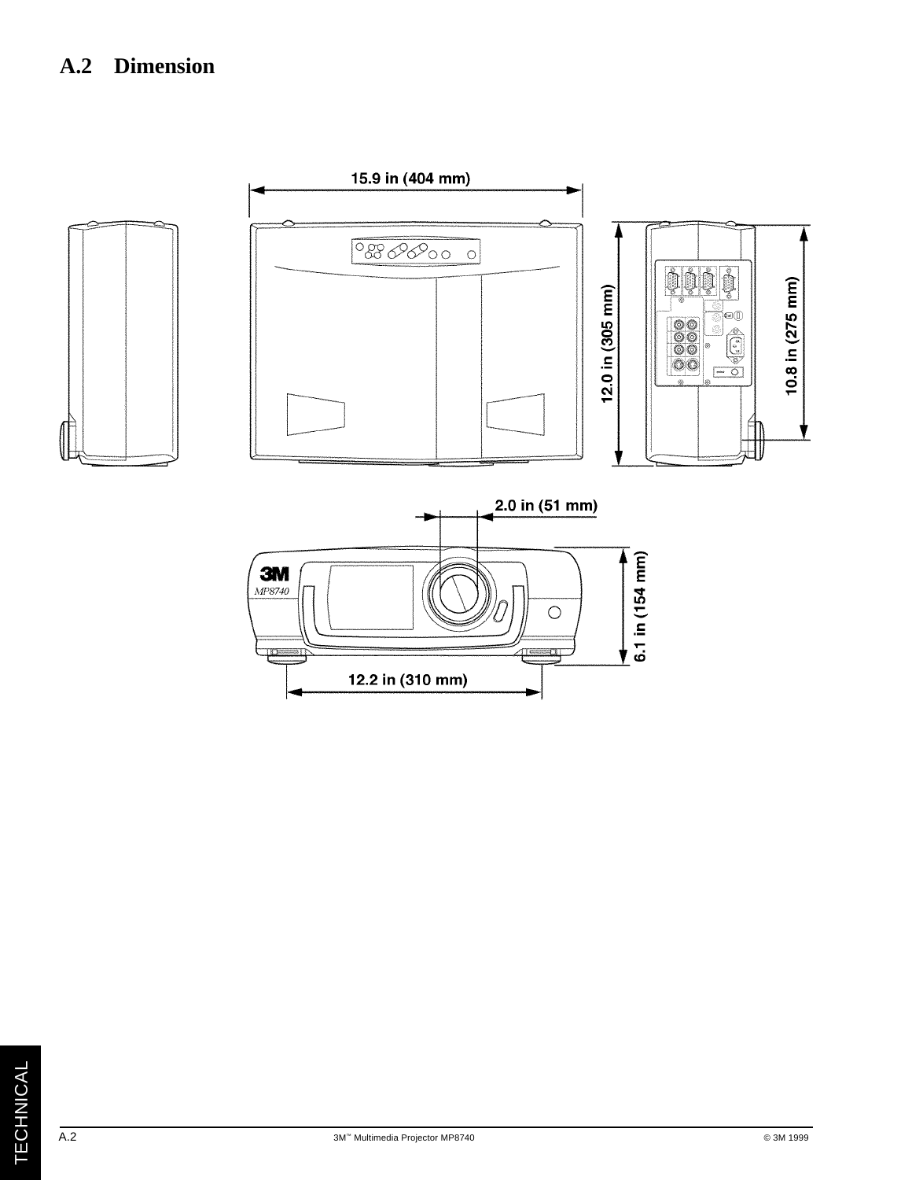## A.2 Dimension

15.9 in (404 mm)

12.0 in (305 mm)

10.8 in (275 mm)

2.0 in (51 mm)

6.1 in (154 mm)

12.2 in (310 mm)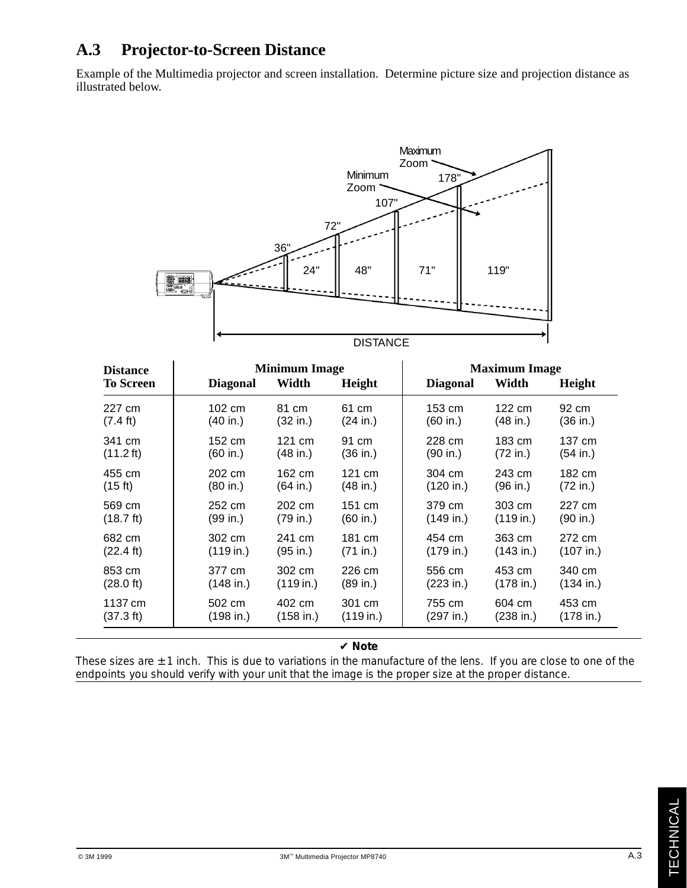## A.3 Projector-to-Screen Distance

Example of the Multimedia projector and screen installation. Determine picture size and projection distance as illustrated below.

| Distance To Screen | Minimum Image | | | Maximum Image | | |
|---|---|---|---|---|---|---|
| | Diagonal | Width | Height | Diagonal | Width | Height |
| 227 cm (7.4 ft) | 102 cm (40 in.) | 81 cm (32 in.) | 61 cm (24 in.) | 153 cm (60 in.) | 122 cm (48 in.) | 92 cm (36 in.) |
| 341 cm (11.2 ft) | 152 cm (60 in.) | 121 cm (48 in.) | 91 cm (36 in.) | 228 cm (90 in.) | 183 cm (72 in.) | 137 cm (54 in.) |
| 455 cm (15 ft) | 202 cm (80 in.) | 162 cm (64 in.) | 121 cm (48 in.) | 304 cm (120 in.) | 243 cm (96 in.) | 182 cm (72 in.) |
| 569 cm (18.7 ft) | 252 cm (99 in.) | 202 cm (79 in.) | 151 cm (60 in.) | 379 cm (149 in.) | 303 cm (119 in.) | 227 cm (90 in.) |
| 682 cm (22.4 ft) | 302 cm (119 in.) | 241 cm (95 in.) | 181 cm (71 in.) | 454 cm (179 in.) | 363 cm (143 in.) | 272 cm (107 in.) |
| 853 cm (28.0 ft) | 377 cm (148 in.) | 302 cm (119 in.) | 226 cm (89 in.) | 556 cm (223 in.) | 453 cm (178 in.) | 340 cm (134 in.) |
| 1137 cm (37.3 ft) | 502 cm (198 in.) | 402 cm (158 in.) | 301 cm (119 in.) | 755 cm (297 in.) | 604 cm (238 in.) | 453 cm (178 in.) |

✔ **Note**

These sizes are ± 1 inch. This is due to variations in the manufacture of the lens. If you are close to one of the endpoints you should verify with your unit that the image is the proper size at the proper distance.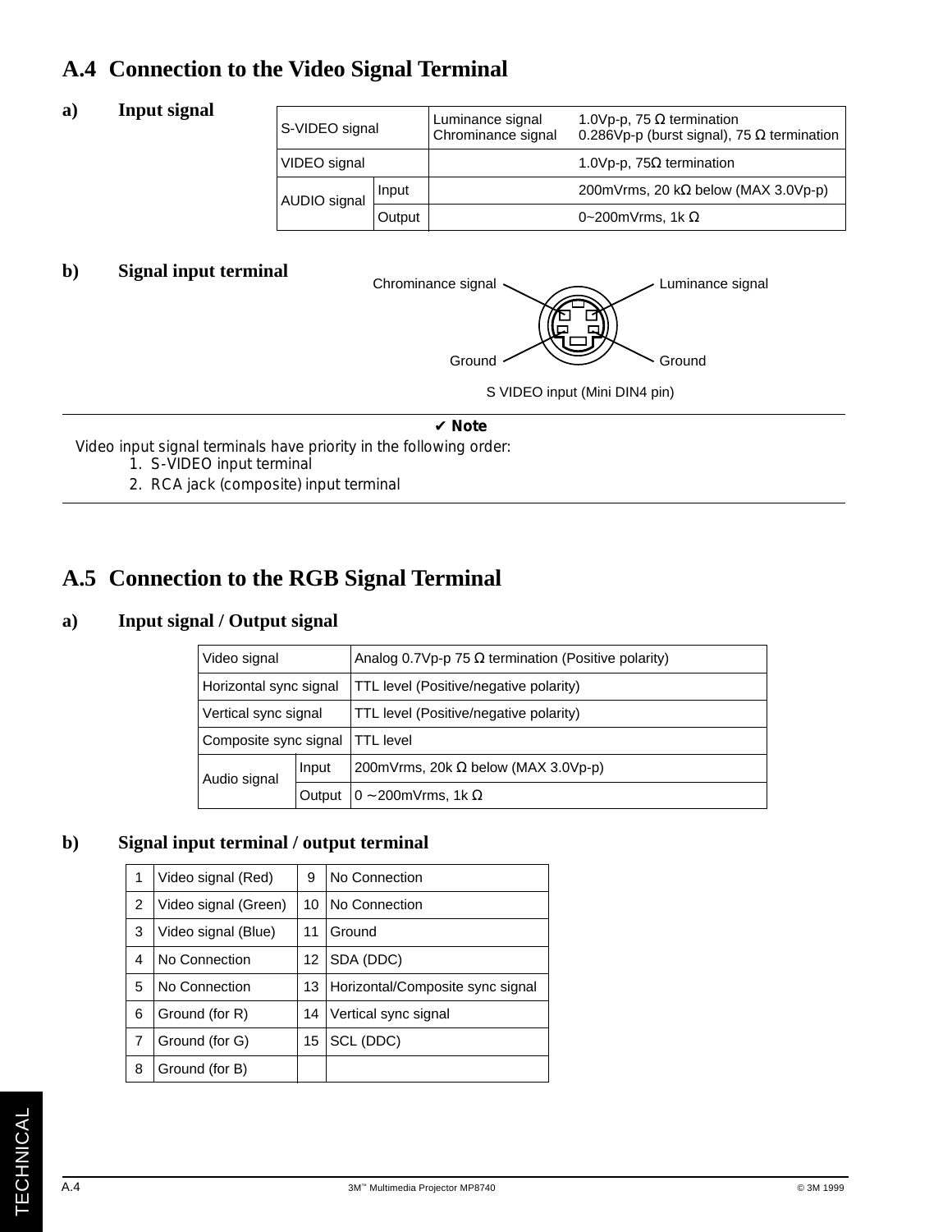## A.4 Connection to the Video Signal Terminal

### a) Input signal

| S-VIDEO signal | | Luminance signal<br>Chrominance signal | 1.0Vp-p, 75 Ω termination<br>0.286Vp-p (burst signal), 75 Ω termination |
|---|---|---|---|
| VIDEO signal | | | 1.0Vp-p, 75Ω termination |
| AUDIO signal | Input | | 200mVrms, 20 kΩ below (MAX 3.0Vp-p) |
| | Output | | 0~200mVrms, 1k Ω |

### b) Signal input terminal

Chrominance signal — Luminance signal

Ground — Ground

S VIDEO input (Mini DIN4 pin)

**✔ Note**

Video input signal terminals have priority in the following order:

1. S-VIDEO input terminal
2. RCA jack (composite) input terminal

## A.5 Connection to the RGB Signal Terminal

### a) Input signal / Output signal

| Video signal | | Analog 0.7Vp-p 75 Ω termination (Positive polarity) |
|---|---|---|
| Horizontal sync signal | | TTL level (Positive/negative polarity) |
| Vertical sync signal | | TTL level (Positive/negative polarity) |
| Composite sync signal | | TTL level |
| Audio signal | Input | 200mVrms, 20k Ω below (MAX 3.0Vp-p) |
| | Output | 0 ~200mVrms, 1k Ω |

### b) Signal input terminal / output terminal

| 1 | Video signal (Red) | 9 | No Connection |
|---|---|---|---|
| 2 | Video signal (Green) | 10 | No Connection |
| 3 | Video signal (Blue) | 11 | Ground |
| 4 | No Connection | 12 | SDA (DDC) |
| 5 | No Connection | 13 | Horizontal/Composite sync signal |
| 6 | Ground (for R) | 14 | Vertical sync signal |
| 7 | Ground (for G) | 15 | SCL (DDC) |
| 8 | Ground (for B) | | |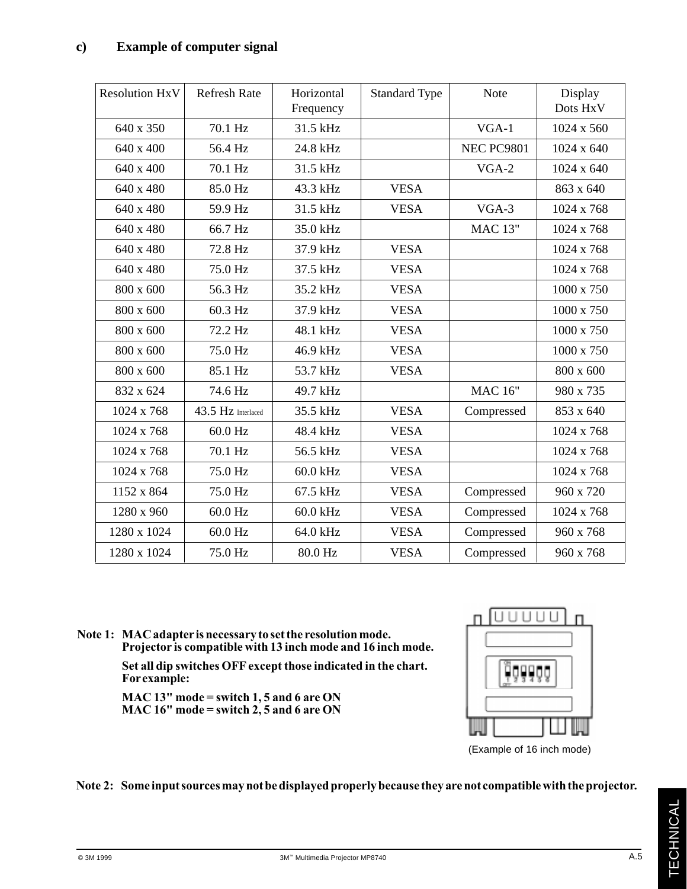## c) Example of computer signal

| Resolution HxV | Refresh Rate | Horizontal Frequency | Standard Type | Note | Display Dots HxV |
|---|---|---|---|---|---|
| 640 x 350 | 70.1 Hz | 31.5 kHz | | VGA-1 | 1024 x 560 |
| 640 x 400 | 56.4 Hz | 24.8 kHz | | NEC PC9801 | 1024 x 640 |
| 640 x 400 | 70.1 Hz | 31.5 kHz | | VGA-2 | 1024 x 640 |
| 640 x 480 | 85.0 Hz | 43.3 kHz | VESA | | 863 x 640 |
| 640 x 480 | 59.9 Hz | 31.5 kHz | VESA | VGA-3 | 1024 x 768 |
| 640 x 480 | 66.7 Hz | 35.0 kHz | | MAC 13" | 1024 x 768 |
| 640 x 480 | 72.8 Hz | 37.9 kHz | VESA | | 1024 x 768 |
| 640 x 480 | 75.0 Hz | 37.5 kHz | VESA | | 1024 x 768 |
| 800 x 600 | 56.3 Hz | 35.2 kHz | VESA | | 1000 x 750 |
| 800 x 600 | 60.3 Hz | 37.9 kHz | VESA | | 1000 x 750 |
| 800 x 600 | 72.2 Hz | 48.1 kHz | VESA | | 1000 x 750 |
| 800 x 600 | 75.0 Hz | 46.9 kHz | VESA | | 1000 x 750 |
| 800 x 600 | 85.1 Hz | 53.7 kHz | VESA | | 800 x 600 |
| 832 x 624 | 74.6 Hz | 49.7 kHz | | MAC 16" | 980 x 735 |
| 1024 x 768 | 43.5 Hz Interlaced | 35.5 kHz | VESA | Compressed | 853 x 640 |
| 1024 x 768 | 60.0 Hz | 48.4 kHz | VESA | | 1024 x 768 |
| 1024 x 768 | 70.1 Hz | 56.5 kHz | VESA | | 1024 x 768 |
| 1024 x 768 | 75.0 Hz | 60.0 kHz | VESA | | 1024 x 768 |
| 1152 x 864 | 75.0 Hz | 67.5 kHz | VESA | Compressed | 960 x 720 |
| 1280 x 960 | 60.0 Hz | 60.0 kHz | VESA | Compressed | 1024 x 768 |
| 1280 x 1024 | 60.0 Hz | 64.0 kHz | VESA | Compressed | 960 x 768 |
| 1280 x 1024 | 75.0 Hz | 80.0 Hz | VESA | Compressed | 960 x 768 |

**Note 1: MAC adapter is necessary to set the resolution mode. Projector is compatible with 13 inch mode and 16 inch mode.**

**Set all dip switches OFF except those indicated in the chart. For example:**

**MAC 13" mode = switch 1, 5 and 6 are ON**
**MAC 16" mode = switch 2, 5 and 6 are ON**

(Example of 16 inch mode)

**Note 2: Some input sources may not be displayed properly because they are not compatible with the projector.**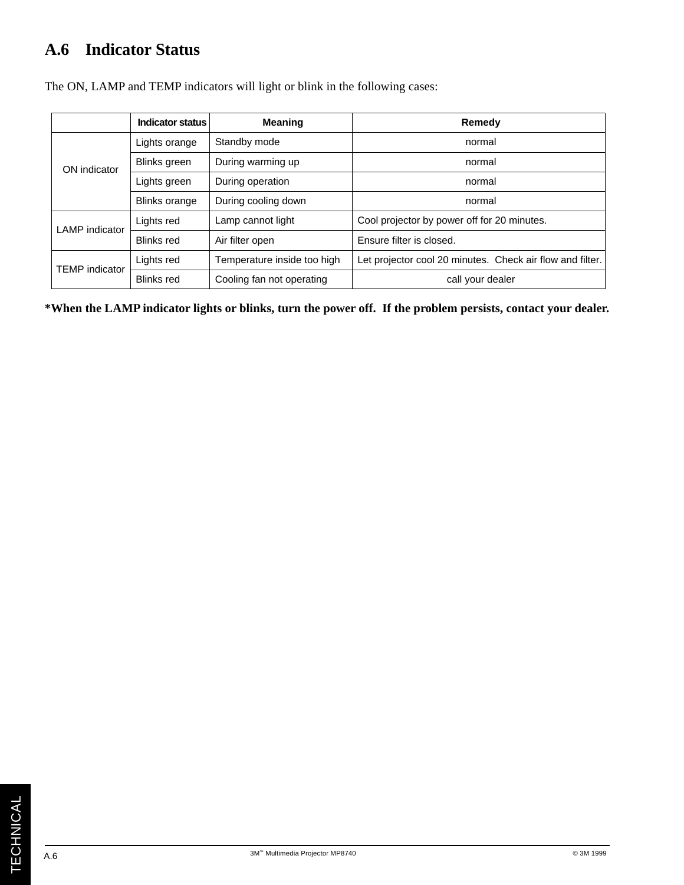## A.6 Indicator Status

The ON, LAMP and TEMP indicators will light or blink in the following cases:

| | Indicator status | Meaning | Remedy |
|---|---|---|---|
| ON indicator | Lights orange | Standby mode | normal |
| | Blinks green | During warming up | normal |
| | Lights green | During operation | normal |
| | Blinks orange | During cooling down | normal |
| LAMP indicator | Lights red | Lamp cannot light | Cool projector by power off for 20 minutes. |
| | Blinks red | Air filter open | Ensure filter is closed. |
| TEMP indicator | Lights red | Temperature inside too high | Let projector cool 20 minutes. Check air flow and filter. |
| | Blinks red | Cooling fan not operating | call your dealer |

**\*When the LAMP indicator lights or blinks, turn the power off. If the problem persists, contact your dealer.**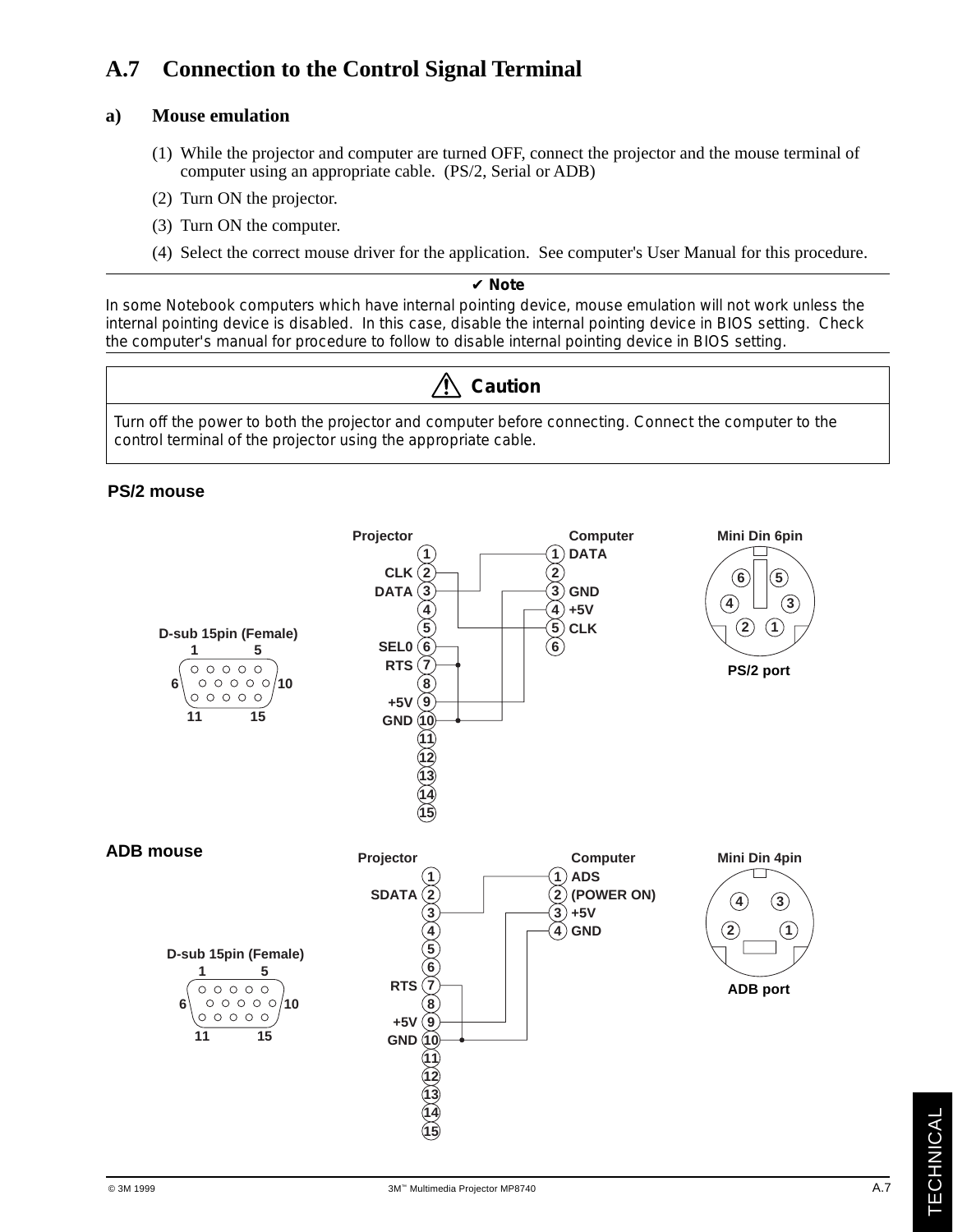## A.7 Connection to the Control Signal Terminal

### a) Mouse emulation

(1) While the projector and computer are turned OFF, connect the projector and the mouse terminal of computer using an appropriate cable. (PS/2, Serial or ADB)

(2) Turn ON the projector.

(3) Turn ON the computer.

(4) Select the correct mouse driver for the application. See computer's User Manual for this procedure.

---

✔ **Note**

In some Notebook computers which have internal pointing device, mouse emulation will not work unless the internal pointing device is disabled. In this case, disable the internal pointing device in BIOS setting. Check the computer's manual for procedure to follow to disable internal pointing device in BIOS setting.

---

**⚠ Caution**

Turn off the power to both the projector and computer before connecting. Connect the computer to the control terminal of the projector using the appropriate cable.

**PS/2 mouse**

D-sub 15pin (Female)

| Projector | | Computer | |
|---|---|---|---|
| 1 | | 1 | DATA |
| 2 | CLK | 2 | |
| 3 | DATA | 3 | GND |
| 4 | | 4 | +5V |
| 5 | | 5 | CLK |
| 6 | SEL0 | 6 | |
| 7 | RTS | | |
| 8 | | | |
| 9 | +5V | | |
| 10 | GND | | |
| 11 | | | |
| 12 | | | |
| 13 | | | |
| 14 | | | |
| 15 | | | |

Mini Din 6pin

PS/2 port

**ADB mouse**

D-sub 15pin (Female)

| Projector | | Computer | |
|---|---|---|---|
| 1 | | 1 | ADS |
| 2 | SDATA | 2 | (POWER ON) |
| 3 | | 3 | +5V |
| 4 | | 4 | GND |
| 5 | | | |
| 6 | | | |
| 7 | RTS | | |
| 8 | | | |
| 9 | +5V | | |
| 10 | GND | | |
| 11 | | | |
| 12 | | | |
| 13 | | | |
| 14 | | | |
| 15 | | | |

Mini Din 4pin

ADB port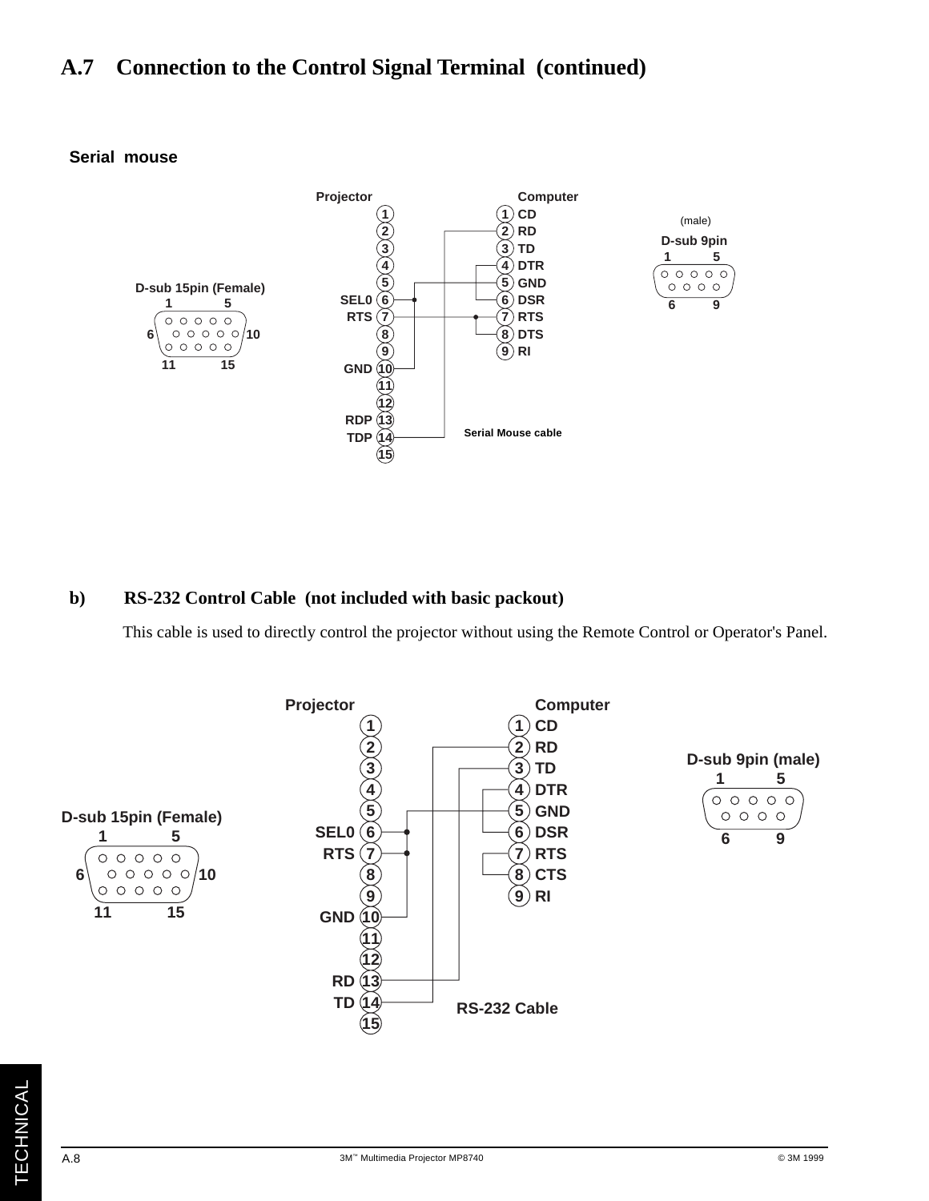# A.7 Connection to the Control Signal Terminal (continued)

**Serial mouse**

| Projector | | Computer | |
|---|---|---|---|
| 1 | | 1 | CD |
| 2 | | 2 | RD |
| 3 | | 3 | TD |
| 4 | | 4 | DTR |
| 5 | | 5 | GND |
| 6 | SEL0 | 6 | DSR |
| 7 | RTS | 7 | RTS |
| 8 | | 8 | DTS |
| 9 | | 9 | RI |
| 10 | GND | | |
| 11 | | | |
| 12 | | | |
| 13 | RDP | | |
| 14 | TDP | | |
| 15 | | | |

D-sub 15pin (Female) — D-sub 9pin (male)

Serial Mouse cable

**b) RS-232 Control Cable (not included with basic packout)**

This cable is used to directly control the projector without using the Remote Control or Operator's Panel.

| Projector | | Computer | |
|---|---|---|---|
| 1 | | 1 | CD |
| 2 | | 2 | RD |
| 3 | | 3 | TD |
| 4 | | 4 | DTR |
| 5 | | 5 | GND |
| 6 | SEL0 | 6 | DSR |
| 7 | RTS | 7 | RTS |
| 8 | | 8 | CTS |
| 9 | | 9 | RI |
| 10 | GND | | |
| 11 | | | |
| 12 | | | |
| 13 | RD | | |
| 14 | TD | | |
| 15 | | | |

D-sub 15pin (Female) — D-sub 9pin (male)

RS-232 Cable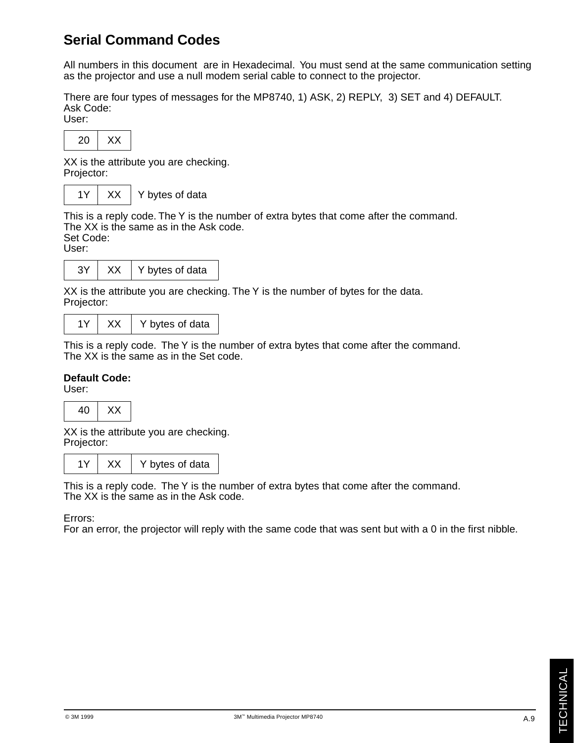## Serial Command Codes

All numbers in this document are in Hexadecimal. You must send at the same communication setting as the projector and use a null modem serial cable to connect to the projector.

There are four types of messages for the MP8740, 1) ASK, 2) REPLY, 3) SET and 4) DEFAULT.
Ask Code:
User:

| 20 | XX |
|---|---|

XX is the attribute you are checking.
Projector:

| 1Y | XX | Y bytes of data |
|---|---|---|

This is a reply code. The Y is the number of extra bytes that come after the command.
The XX is the same as in the Ask code.
Set Code:
User:

| 3Y | XX | Y bytes of data |
|---|---|---|

XX is the attribute you are checking. The Y is the number of bytes for the data.
Projector:

| 1Y | XX | Y bytes of data |
|---|---|---|

This is a reply code. The Y is the number of extra bytes that come after the command.
The XX is the same as in the Set code.

**Default Code:**
User:

| 40 | XX |
|---|---|

XX is the attribute you are checking.
Projector:

| 1Y | XX | Y bytes of data |
|---|---|---|

This is a reply code. The Y is the number of extra bytes that come after the command.
The XX is the same as in the Ask code.

Errors:
For an error, the projector will reply with the same code that was sent but with a 0 in the first nibble.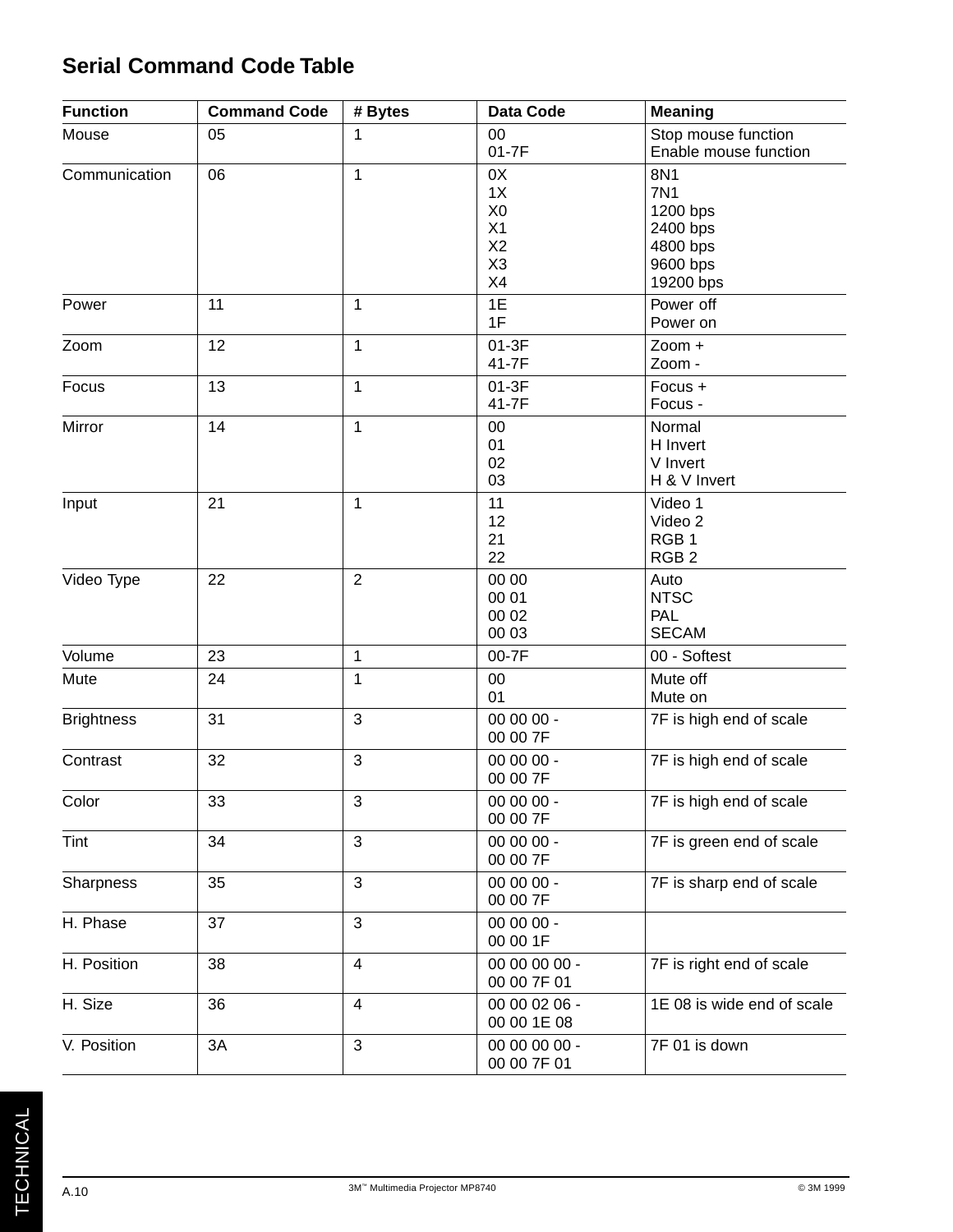## Serial Command Code Table

| Function | Command Code | # Bytes | Data Code | Meaning |
|---|---|---|---|---|
| Mouse | 05 | 1 | 00<br>01-7F | Stop mouse function<br>Enable mouse function |
| Communication | 06 | 1 | 0X<br>1X<br>X0<br>X1<br>X2<br>X3<br>X4 | 8N1<br>7N1<br>1200 bps<br>2400 bps<br>4800 bps<br>9600 bps<br>19200 bps |
| Power | 11 | 1 | 1E<br>1F | Power off<br>Power on |
| Zoom | 12 | 1 | 01-3F<br>41-7F | Zoom +<br>Zoom - |
| Focus | 13 | 1 | 01-3F<br>41-7F | Focus +<br>Focus - |
| Mirror | 14 | 1 | 00<br>01<br>02<br>03 | Normal<br>H Invert<br>V Invert<br>H & V Invert |
| Input | 21 | 1 | 11<br>12<br>21<br>22 | Video 1<br>Video 2<br>RGB 1<br>RGB 2 |
| Video Type | 22 | 2 | 00 00<br>00 01<br>00 02<br>00 03 | Auto<br>NTSC<br>PAL<br>SECAM |
| Volume | 23 | 1 | 00-7F | 00 - Softest |
| Mute | 24 | 1 | 00<br>01 | Mute off<br>Mute on |
| Brightness | 31 | 3 | 00 00 00 -<br>00 00 7F | 7F is high end of scale |
| Contrast | 32 | 3 | 00 00 00 -<br>00 00 7F | 7F is high end of scale |
| Color | 33 | 3 | 00 00 00 -<br>00 00 7F | 7F is high end of scale |
| Tint | 34 | 3 | 00 00 00 -<br>00 00 7F | 7F is green end of scale |
| Sharpness | 35 | 3 | 00 00 00 -<br>00 00 7F | 7F is sharp end of scale |
| H. Phase | 37 | 3 | 00 00 00 -<br>00 00 1F | |
| H. Position | 38 | 4 | 00 00 00 00 -<br>00 00 7F 01 | 7F is right end of scale |
| H. Size | 36 | 4 | 00 00 02 06 -<br>00 00 1E 08 | 1E 08 is wide end of scale |
| V. Position | 3A | 3 | 00 00 00 00 -<br>00 00 7F 01 | 7F 01 is down |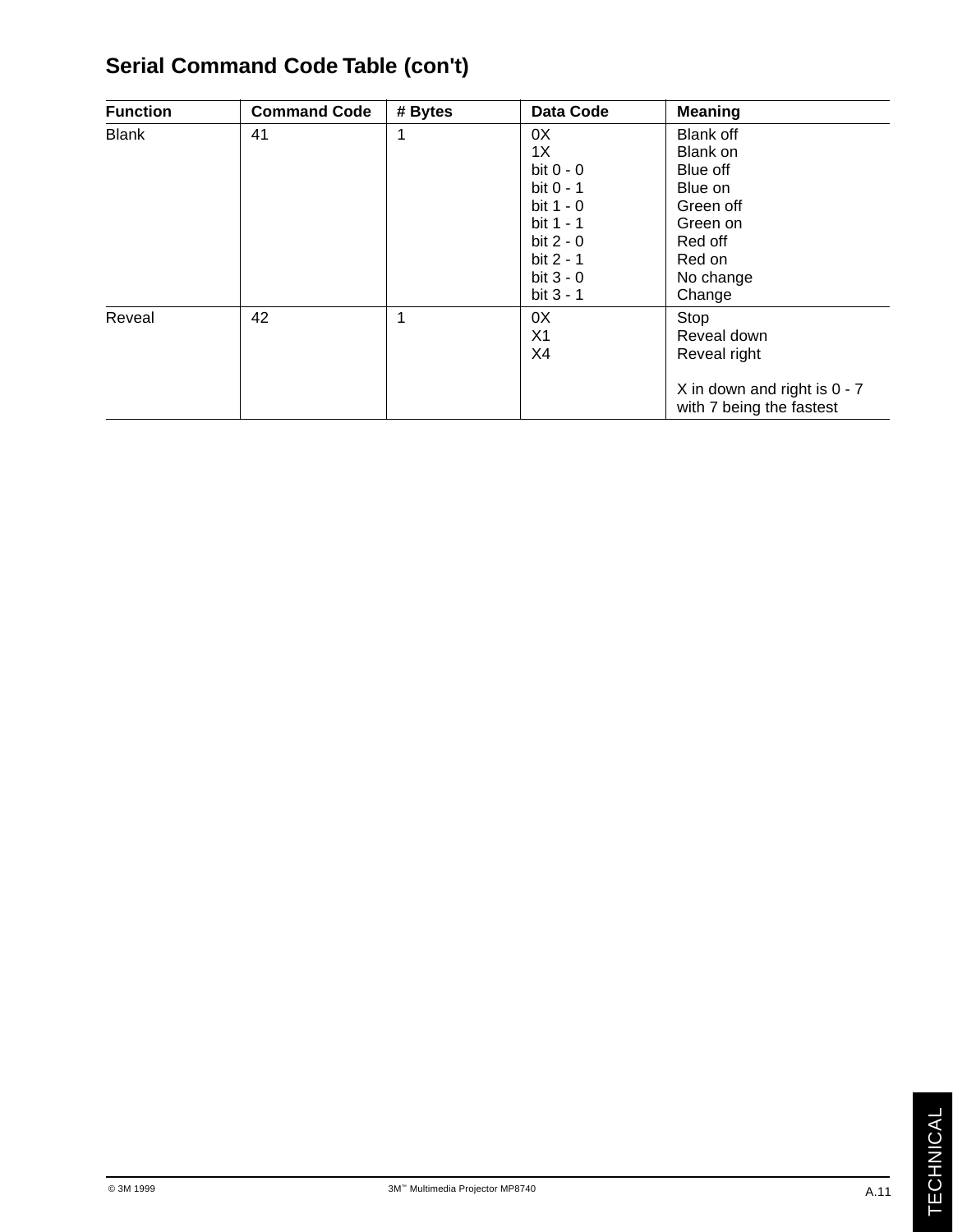## Serial Command Code Table (con't)

| Function | Command Code | # Bytes | Data Code | Meaning |
|---|---|---|---|---|
| Blank | 41 | 1 | 0X<br>1X<br>bit 0 - 0<br>bit 0 - 1<br>bit 1 - 0<br>bit 1 - 1<br>bit 2 - 0<br>bit 2 - 1<br>bit 3 - 0<br>bit 3 - 1 | Blank off<br>Blank on<br>Blue off<br>Blue on<br>Green off<br>Green on<br>Red off<br>Red on<br>No change<br>Change |
| Reveal | 42 | 1 | 0X<br>X1<br>X4 | Stop<br>Reveal down<br>Reveal right<br><br>X in down and right is 0 - 7 with 7 being the fastest |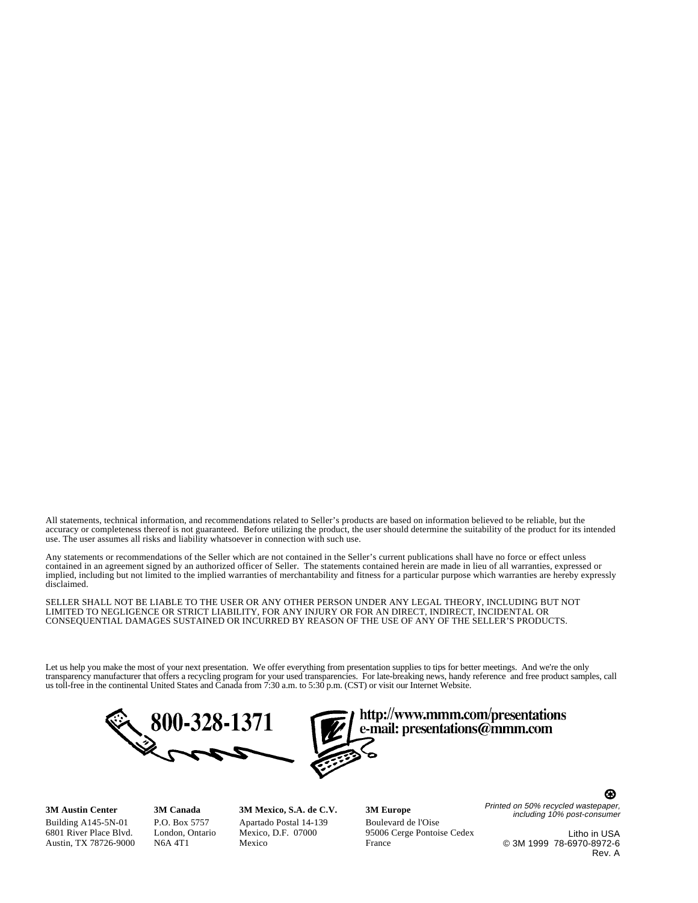All statements, technical information, and recommendations related to Seller's products are based on information believed to be reliable, but the accuracy or completeness thereof is not guaranteed. Before utilizing the product, the user should determine the suitability of the product for its intended use. The user assumes all risks and liability whatsoever in connection with such use.

Any statements or recommendations of the Seller which are not contained in the Seller's current publications shall have no force or effect unless contained in an agreement signed by an authorized officer of Seller. The statements contained herein are made in lieu of all warranties, expressed or implied, including but not limited to the implied warranties of merchantability and fitness for a particular purpose which warranties are hereby expressly disclaimed.

SELLER SHALL NOT BE LIABLE TO THE USER OR ANY OTHER PERSON UNDER ANY LEGAL THEORY, INCLUDING BUT NOT LIMITED TO NEGLIGENCE OR STRICT LIABILITY, FOR ANY INJURY OR FOR AN DIRECT, INDIRECT, INCIDENTAL OR CONSEQUENTIAL DAMAGES SUSTAINED OR INCURRED BY REASON OF THE USE OF ANY OF THE SELLER'S PRODUCTS.

Let us help you make the most of your next presentation. We offer everything from presentation supplies to tips for better meetings. And we're the only transparency manufacturer that offers a recycling program for your used transparencies. For late-breaking news, handy reference and free product samples, call us toll-free in the continental United States and Canada from 7:30 a.m. to 5:30 p.m. (CST) or visit our Internet Website.

**800-328-1371**

**http://www.mmm.com/presentations**
**e-mail: presentations@mmm.com**

**3M Austin Center**
Building A145-5N-01
6801 River Place Blvd.
Austin, TX 78726-9000

**3M Canada**
P.O. Box 5757
London, Ontario
N6A 4T1

**3M Mexico, S.A. de C.V.**
Apartado Postal 14-139
Mexico, D.F. 07000
Mexico

**3M Europe**
Boulevard de l'Oise
95006 Cerge Pontoise Cedex
France

*Printed on 50% recycled wastepaper, including 10% post-consumer*

Litho in USA
© 3M 1999 78-6970-8972-6
Rev. A